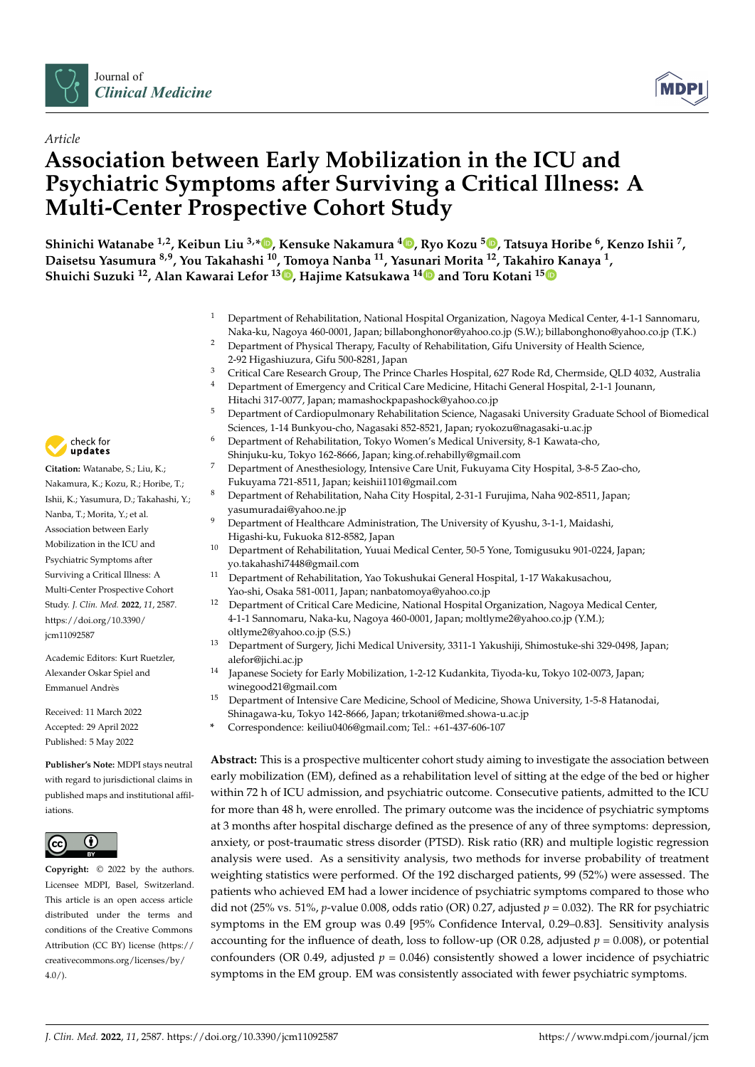Article

# Association between Early Mobilization in the ICU and Psychiatric Symptoms after Surviving a Critical Illness: A Multi-Center Prospective Cohort Study

**Shinichi Watanabe [1,2], Keibun Liu [3,*], Kensuke Nakamura [4], Ryo Kozu [5], Tatsuya Horibe [6], Kenzo Ishii [7], Daisetsu Yasumura [8,9], You Takahashi [10], Tomoya Nanba [11], Yasunari Morita [12], Takahiro Kanaya [1], Shuichi Suzuki [12], Alan Kawarai Lefor [13], Hajime Katsukawa [14] and Toru Kotani [15]**

1 Department of Rehabilitation, National Hospital Organization, Nagoya Medical Center, 4-1-1 Sannomaru, Naka-ku, Nagoya 460-0001, Japan; billabonghonor@yahoo.co.jp (S.W.); billabonghono@yahoo.co.jp (T.K.)
2 Department of Physical Therapy, Faculty of Rehabilitation, Gifu University of Health Science, 2-92 Higashiuzura, Gifu 500-8281, Japan
3 Critical Care Research Group, The Prince Charles Hospital, 627 Rode Rd, Chermside, QLD 4032, Australia
4 Department of Emergency and Critical Care Medicine, Hitachi General Hospital, 2-1-1 Jounann, Hitachi 317-0077, Japan; mamashockpapashock@yahoo.co.jp
5 Department of Cardiopulmonary Rehabilitation Science, Nagasaki University Graduate School of Biomedical Sciences, 1-14 Bunkyou-cho, Nagasaki 852-8521, Japan; ryokozu@nagasaki-u.ac.jp
6 Department of Rehabilitation, Tokyo Women's Medical University, 8-1 Kawata-cho, Shinjuku-ku, Tokyo 162-8666, Japan; king.of.rehabilly@gmail.com
7 Department of Anesthesiology, Intensive Care Unit, Fukuyama City Hospital, 3-8-5 Zao-cho, Fukuyama 721-8511, Japan; keishii1101@gmail.com
8 Department of Rehabilitation, Naha City Hospital, 2-31-1 Furujima, Naha 902-8511, Japan; yasumuradai@yahoo.ne.jp
9 Department of Healthcare Administration, The University of Kyushu, 3-1-1, Maidashi, Higashi-ku, Fukuoka 812-8582, Japan
10 Department of Rehabilitation, Yuuai Medical Center, 50-5 Yone, Tomigusuku 901-0224, Japan; yo.takahashi7448@gmail.com
11 Department of Rehabilitation, Yao Tokushukai General Hospital, 1-17 Wakakusachou, Yao-shi, Osaka 581-0011, Japan; nanbatomoya@yahoo.co.jp
12 Department of Critical Care Medicine, National Hospital Organization, Nagoya Medical Center, 4-1-1 Sannomaru, Naka-ku, Nagoya 460-0001, Japan; moltlyme2@yahoo.co.jp (Y.M.); oltlyme2@yahoo.co.jp (S.S.)
13 Department of Surgery, Jichi Medical University, 3311-1 Yakushiji, Shimotsuke-shi 329-0498, Japan; alefor@jichi.ac.jp
14 Japanese Society for Early Mobilization, 1-2-12 Kudankita, Tiyoda-ku, Tokyo 102-0073, Japan; winegood21@gmail.com
15 Department of Intensive Care Medicine, School of Medicine, Showa University, 1-5-8 Hatanodai, Shinagawa-ku, Tokyo 142-8666, Japan; trkotani@med.showa-u.ac.jp
* Correspondence: keiliu0406@gmail.com; Tel.: +61-437-606-107

**Citation:** Watanabe, S.; Liu, K.; Nakamura, K.; Kozu, R.; Horibe, T.; Ishii, K.; Yasumura, D.; Takahashi, Y.; Nanba, T.; Morita, Y.; et al. Association between Early Mobilization in the ICU and Psychiatric Symptoms after Surviving a Critical Illness: A Multi-Center Prospective Cohort Study. *J. Clin. Med.* **2022**, *11*, 2587. https://doi.org/10.3390/jcm11092587

Academic Editors: Kurt Ruetzler, Alexander Oskar Spiel and Emmanuel Andrès

Received: 11 March 2022
Accepted: 29 April 2022
Published: 5 May 2022

**Publisher's Note:** MDPI stays neutral with regard to jurisdictional claims in published maps and institutional affiliations.

**Copyright:** © 2022 by the authors. Licensee MDPI, Basel, Switzerland. This article is an open access article distributed under the terms and conditions of the Creative Commons Attribution (CC BY) license (https://creativecommons.org/licenses/by/4.0/).

**Abstract:** This is a prospective multicenter cohort study aiming to investigate the association between early mobilization (EM), defined as a rehabilitation level of sitting at the edge of the bed or higher within 72 h of ICU admission, and psychiatric outcome. Consecutive patients, admitted to the ICU for more than 48 h, were enrolled. The primary outcome was the incidence of psychiatric symptoms at 3 months after hospital discharge defined as the presence of any of three symptoms: depression, anxiety, or post-traumatic stress disorder (PTSD). Risk ratio (RR) and multiple logistic regression analysis were used. As a sensitivity analysis, two methods for inverse probability of treatment weighting statistics were performed. Of the 192 discharged patients, 99 (52%) were assessed. The patients who achieved EM had a lower incidence of psychiatric symptoms compared to those who did not (25% vs. 51%, $p$-value 0.008, odds ratio (OR) 0.27, adjusted $p = 0.032$). The RR for psychiatric symptoms in the EM group was 0.49 [95% Confidence Interval, 0.29–0.83]. Sensitivity analysis accounting for the influence of death, loss to follow-up (OR 0.28, adjusted $p = 0.008$), or potential confounders (OR 0.49, adjusted $p = 0.046$) consistently showed a lower incidence of psychiatric symptoms in the EM group. EM was consistently associated with fewer psychiatric symptoms.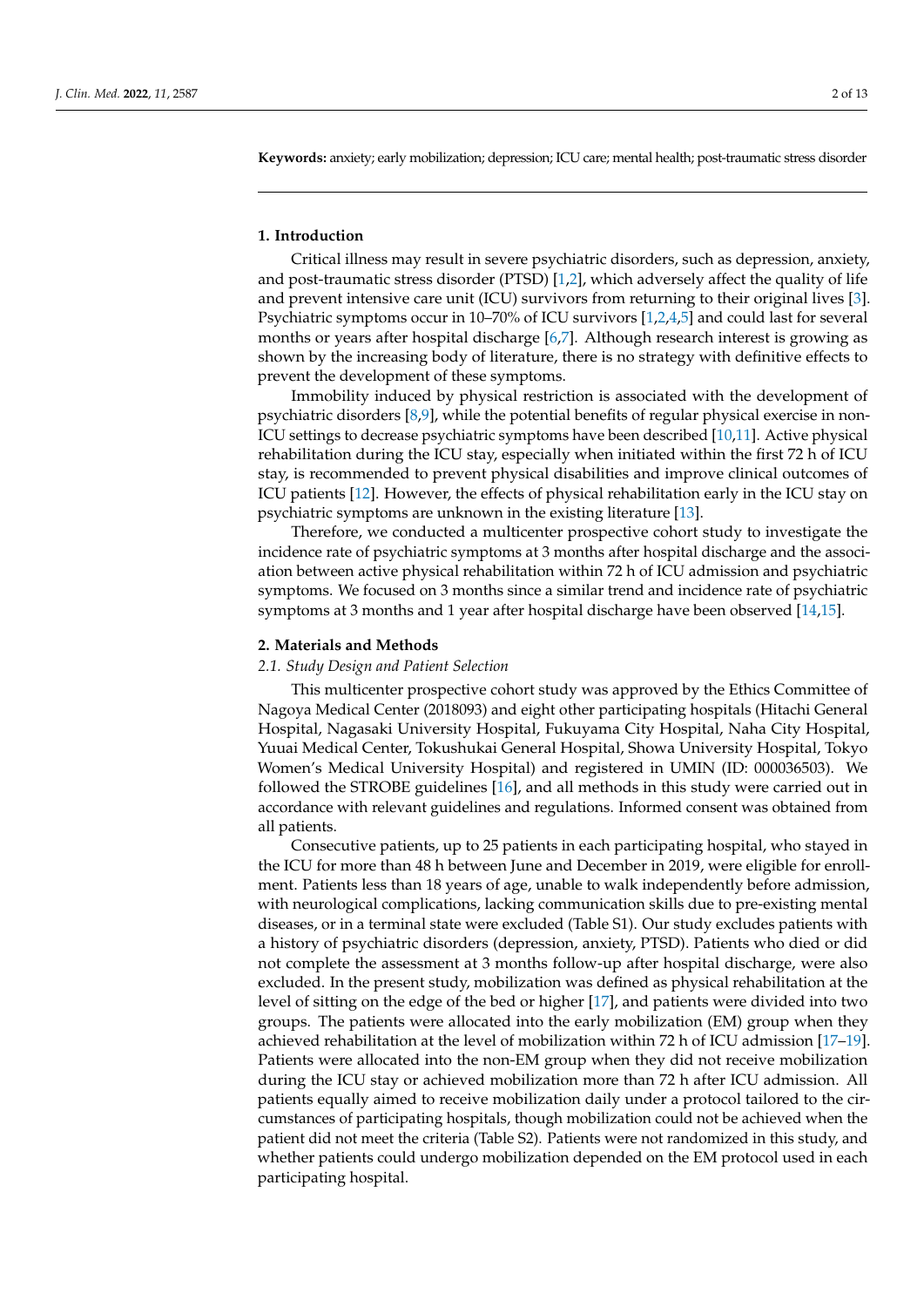**Keywords:** anxiety; early mobilization; depression; ICU care; mental health; post-traumatic stress disorder

## 1. Introduction

Critical illness may result in severe psychiatric disorders, such as depression, anxiety, and post-traumatic stress disorder (PTSD) [1,2], which adversely affect the quality of life and prevent intensive care unit (ICU) survivors from returning to their original lives [3]. Psychiatric symptoms occur in 10–70% of ICU survivors [1,2,4,5] and could last for several months or years after hospital discharge [6,7]. Although research interest is growing as shown by the increasing body of literature, there is no strategy with definitive effects to prevent the development of these symptoms.

Immobility induced by physical restriction is associated with the development of psychiatric disorders [8,9], while the potential benefits of regular physical exercise in non-ICU settings to decrease psychiatric symptoms have been described [10,11]. Active physical rehabilitation during the ICU stay, especially when initiated within the first 72 h of ICU stay, is recommended to prevent physical disabilities and improve clinical outcomes of ICU patients [12]. However, the effects of physical rehabilitation early in the ICU stay on psychiatric symptoms are unknown in the existing literature [13].

Therefore, we conducted a multicenter prospective cohort study to investigate the incidence rate of psychiatric symptoms at 3 months after hospital discharge and the association between active physical rehabilitation within 72 h of ICU admission and psychiatric symptoms. We focused on 3 months since a similar trend and incidence rate of psychiatric symptoms at 3 months and 1 year after hospital discharge have been observed [14,15].

## 2. Materials and Methods

### *2.1. Study Design and Patient Selection*

This multicenter prospective cohort study was approved by the Ethics Committee of Nagoya Medical Center (2018093) and eight other participating hospitals (Hitachi General Hospital, Nagasaki University Hospital, Fukuyama City Hospital, Naha City Hospital, Yuuai Medical Center, Tokushukai General Hospital, Showa University Hospital, Tokyo Women's Medical University Hospital) and registered in UMIN (ID: 000036503). We followed the STROBE guidelines [16], and all methods in this study were carried out in accordance with relevant guidelines and regulations. Informed consent was obtained from all patients.

Consecutive patients, up to 25 patients in each participating hospital, who stayed in the ICU for more than 48 h between June and December in 2019, were eligible for enrollment. Patients less than 18 years of age, unable to walk independently before admission, with neurological complications, lacking communication skills due to pre-existing mental diseases, or in a terminal state were excluded (Table S1). Our study excludes patients with a history of psychiatric disorders (depression, anxiety, PTSD). Patients who died or did not complete the assessment at 3 months follow-up after hospital discharge, were also excluded. In the present study, mobilization was defined as physical rehabilitation at the level of sitting on the edge of the bed or higher [17], and patients were divided into two groups. The patients were allocated into the early mobilization (EM) group when they achieved rehabilitation at the level of mobilization within 72 h of ICU admission [17–19]. Patients were allocated into the non-EM group when they did not receive mobilization during the ICU stay or achieved mobilization more than 72 h after ICU admission. All patients equally aimed to receive mobilization daily under a protocol tailored to the circumstances of participating hospitals, though mobilization could not be achieved when the patient did not meet the criteria (Table S2). Patients were not randomized in this study, and whether patients could undergo mobilization depended on the EM protocol used in each participating hospital.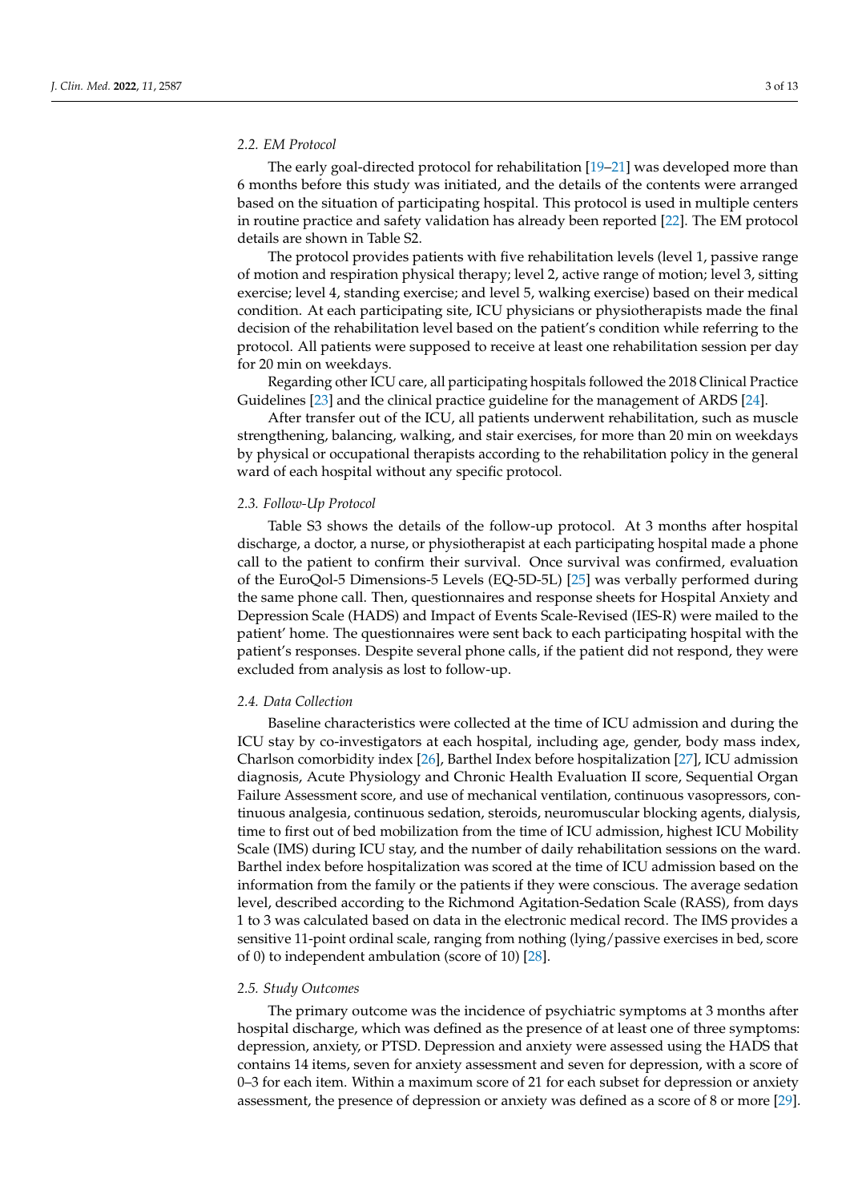### 2.2. EM Protocol

The early goal-directed protocol for rehabilitation [19–21] was developed more than 6 months before this study was initiated, and the details of the contents were arranged based on the situation of participating hospital. This protocol is used in multiple centers in routine practice and safety validation has already been reported [22]. The EM protocol details are shown in Table S2.

The protocol provides patients with five rehabilitation levels (level 1, passive range of motion and respiration physical therapy; level 2, active range of motion; level 3, sitting exercise; level 4, standing exercise; and level 5, walking exercise) based on their medical condition. At each participating site, ICU physicians or physiotherapists made the final decision of the rehabilitation level based on the patient's condition while referring to the protocol. All patients were supposed to receive at least one rehabilitation session per day for 20 min on weekdays.

Regarding other ICU care, all participating hospitals followed the 2018 Clinical Practice Guidelines [23] and the clinical practice guideline for the management of ARDS [24].

After transfer out of the ICU, all patients underwent rehabilitation, such as muscle strengthening, balancing, walking, and stair exercises, for more than 20 min on weekdays by physical or occupational therapists according to the rehabilitation policy in the general ward of each hospital without any specific protocol.

### 2.3. Follow-Up Protocol

Table S3 shows the details of the follow-up protocol. At 3 months after hospital discharge, a doctor, a nurse, or physiotherapist at each participating hospital made a phone call to the patient to confirm their survival. Once survival was confirmed, evaluation of the EuroQol-5 Dimensions-5 Levels (EQ-5D-5L) [25] was verbally performed during the same phone call. Then, questionnaires and response sheets for Hospital Anxiety and Depression Scale (HADS) and Impact of Events Scale-Revised (IES-R) were mailed to the patient' home. The questionnaires were sent back to each participating hospital with the patient's responses. Despite several phone calls, if the patient did not respond, they were excluded from analysis as lost to follow-up.

### 2.4. Data Collection

Baseline characteristics were collected at the time of ICU admission and during the ICU stay by co-investigators at each hospital, including age, gender, body mass index, Charlson comorbidity index [26], Barthel Index before hospitalization [27], ICU admission diagnosis, Acute Physiology and Chronic Health Evaluation II score, Sequential Organ Failure Assessment score, and use of mechanical ventilation, continuous vasopressors, continuous analgesia, continuous sedation, steroids, neuromuscular blocking agents, dialysis, time to first out of bed mobilization from the time of ICU admission, highest ICU Mobility Scale (IMS) during ICU stay, and the number of daily rehabilitation sessions on the ward. Barthel index before hospitalization was scored at the time of ICU admission based on the information from the family or the patients if they were conscious. The average sedation level, described according to the Richmond Agitation-Sedation Scale (RASS), from days 1 to 3 was calculated based on data in the electronic medical record. The IMS provides a sensitive 11-point ordinal scale, ranging from nothing (lying/passive exercises in bed, score of 0) to independent ambulation (score of 10) [28].

### 2.5. Study Outcomes

The primary outcome was the incidence of psychiatric symptoms at 3 months after hospital discharge, which was defined as the presence of at least one of three symptoms: depression, anxiety, or PTSD. Depression and anxiety were assessed using the HADS that contains 14 items, seven for anxiety assessment and seven for depression, with a score of 0–3 for each item. Within a maximum score of 21 for each subset for depression or anxiety assessment, the presence of depression or anxiety was defined as a score of 8 or more [29].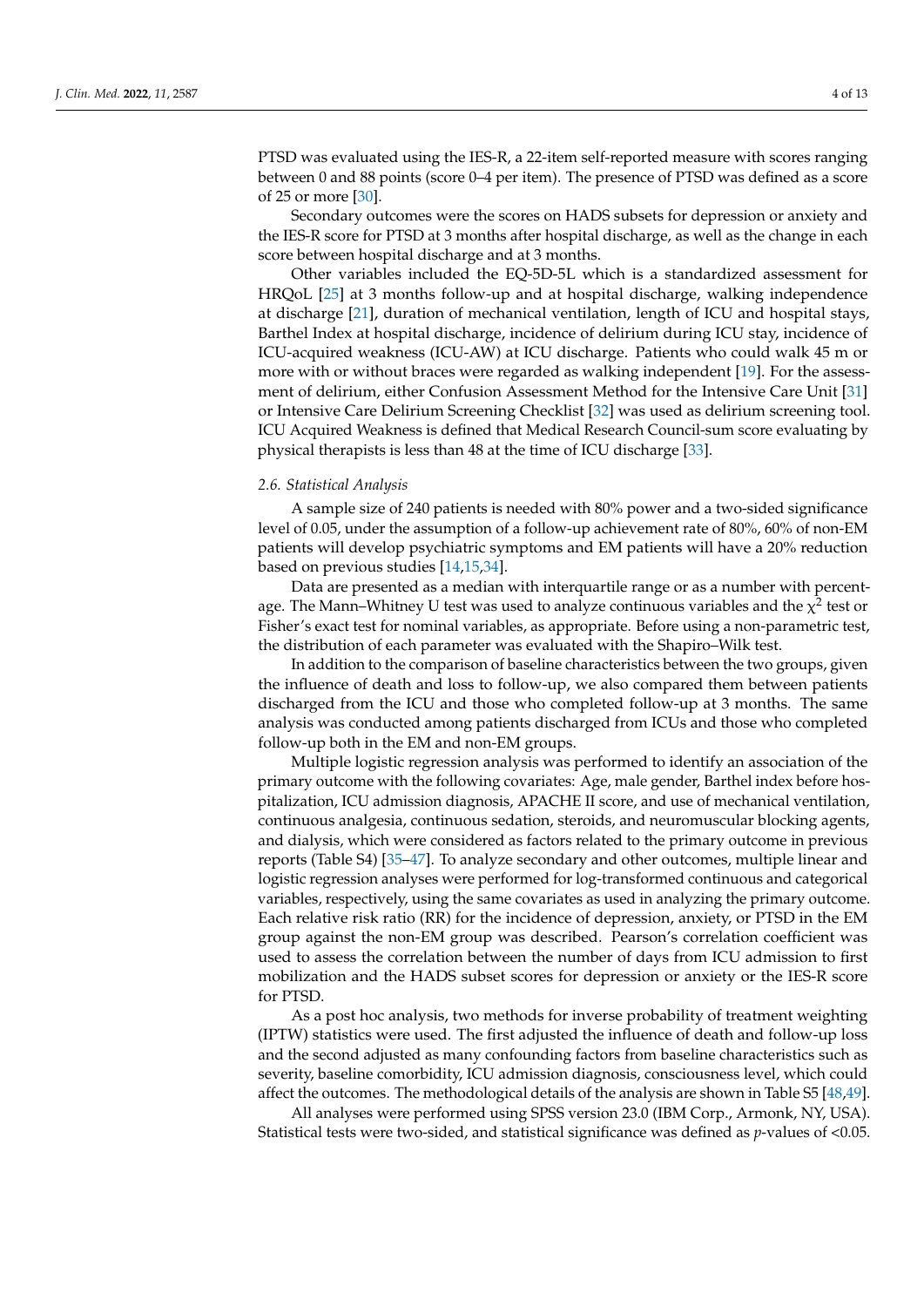PTSD was evaluated using the IES-R, a 22-item self-reported measure with scores ranging between 0 and 88 points (score 0–4 per item). The presence of PTSD was defined as a score of 25 or more [30].

Secondary outcomes were the scores on HADS subsets for depression or anxiety and the IES-R score for PTSD at 3 months after hospital discharge, as well as the change in each score between hospital discharge and at 3 months.

Other variables included the EQ-5D-5L which is a standardized assessment for HRQoL [25] at 3 months follow-up and at hospital discharge, walking independence at discharge [21], duration of mechanical ventilation, length of ICU and hospital stays, Barthel Index at hospital discharge, incidence of delirium during ICU stay, incidence of ICU-acquired weakness (ICU-AW) at ICU discharge. Patients who could walk 45 m or more with or without braces were regarded as walking independent [19]. For the assessment of delirium, either Confusion Assessment Method for the Intensive Care Unit [31] or Intensive Care Delirium Screening Checklist [32] was used as delirium screening tool. ICU Acquired Weakness is defined that Medical Research Council-sum score evaluating by physical therapists is less than 48 at the time of ICU discharge [33].

### 2.6. Statistical Analysis

A sample size of 240 patients is needed with 80% power and a two-sided significance level of 0.05, under the assumption of a follow-up achievement rate of 80%, 60% of non-EM patients will develop psychiatric symptoms and EM patients will have a 20% reduction based on previous studies [14,15,34].

Data are presented as a median with interquartile range or as a number with percentage. The Mann–Whitney U test was used to analyze continuous variables and the $\chi^2$ test or Fisher's exact test for nominal variables, as appropriate. Before using a non-parametric test, the distribution of each parameter was evaluated with the Shapiro–Wilk test.

In addition to the comparison of baseline characteristics between the two groups, given the influence of death and loss to follow-up, we also compared them between patients discharged from the ICU and those who completed follow-up at 3 months. The same analysis was conducted among patients discharged from ICUs and those who completed follow-up both in the EM and non-EM groups.

Multiple logistic regression analysis was performed to identify an association of the primary outcome with the following covariates: Age, male gender, Barthel index before hospitalization, ICU admission diagnosis, APACHE II score, and use of mechanical ventilation, continuous analgesia, continuous sedation, steroids, and neuromuscular blocking agents, and dialysis, which were considered as factors related to the primary outcome in previous reports (Table S4) [35–47]. To analyze secondary and other outcomes, multiple linear and logistic regression analyses were performed for log-transformed continuous and categorical variables, respectively, using the same covariates as used in analyzing the primary outcome. Each relative risk ratio (RR) for the incidence of depression, anxiety, or PTSD in the EM group against the non-EM group was described. Pearson's correlation coefficient was used to assess the correlation between the number of days from ICU admission to first mobilization and the HADS subset scores for depression or anxiety or the IES-R score for PTSD.

As a post hoc analysis, two methods for inverse probability of treatment weighting (IPTW) statistics were used. The first adjusted the influence of death and follow-up loss and the second adjusted as many confounding factors from baseline characteristics such as severity, baseline comorbidity, ICU admission diagnosis, consciousness level, which could affect the outcomes. The methodological details of the analysis are shown in Table S5 [48,49].

All analyses were performed using SPSS version 23.0 (IBM Corp., Armonk, NY, USA). Statistical tests were two-sided, and statistical significance was defined as *p*-values of <0.05.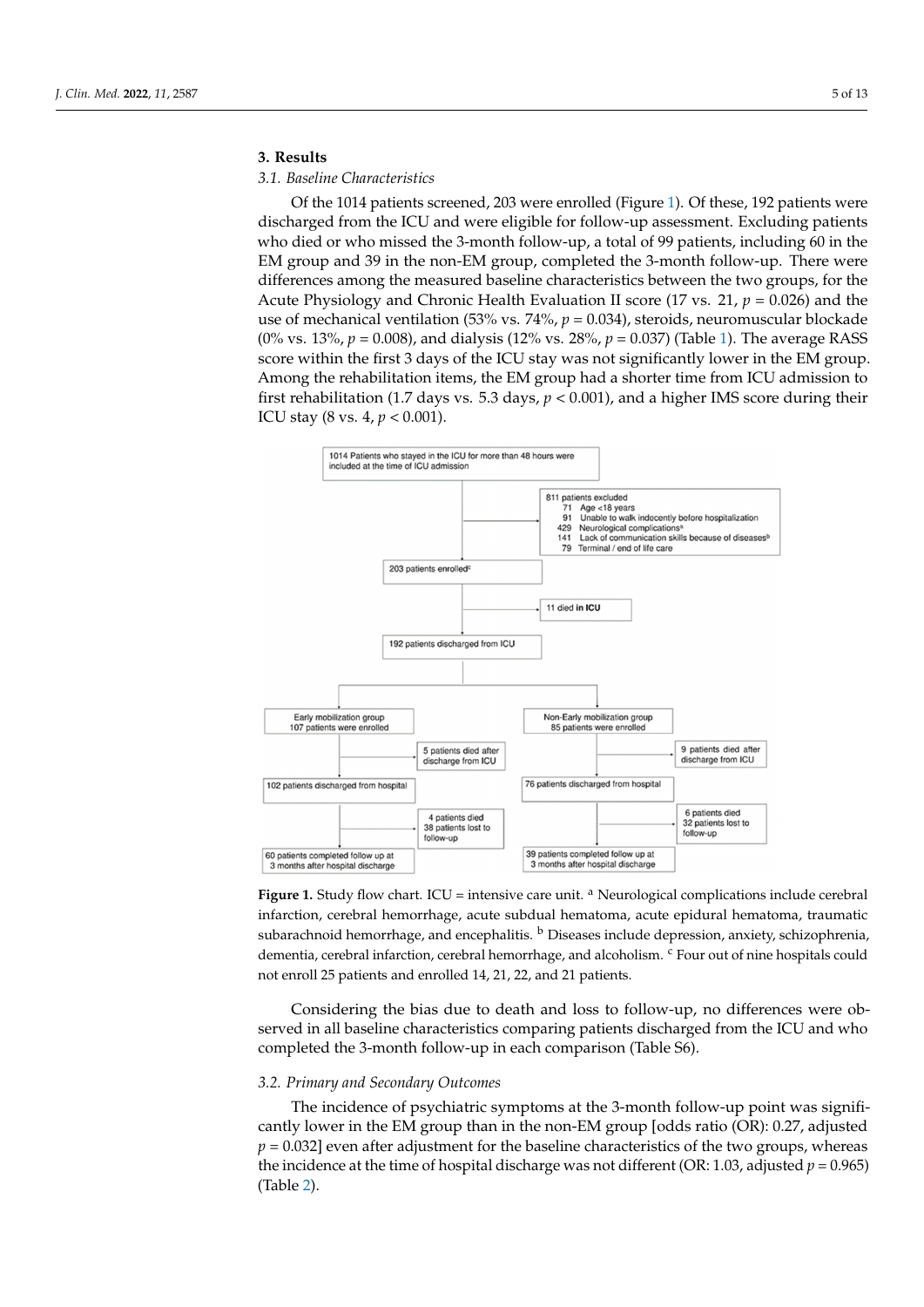## 3. Results

### 3.1. Baseline Characteristics

Of the 1014 patients screened, 203 were enrolled (Figure 1). Of these, 192 patients were discharged from the ICU and were eligible for follow-up assessment. Excluding patients who died or who missed the 3-month follow-up, a total of 99 patients, including 60 in the EM group and 39 in the non-EM group, completed the 3-month follow-up. There were differences among the measured baseline characteristics between the two groups, for the Acute Physiology and Chronic Health Evaluation II score (17 vs. 21, $p = 0.026$) and the use of mechanical ventilation (53% vs. 74%, $p = 0.034$), steroids, neuromuscular blockade (0% vs. 13%, $p = 0.008$), and dialysis (12% vs. 28%, $p = 0.037$) (Table 1). The average RASS score within the first 3 days of the ICU stay was not significantly lower in the EM group. Among the rehabilitation items, the EM group had a shorter time from ICU admission to first rehabilitation (1.7 days vs. 5.3 days, $p < 0.001$), and a higher IMS score during their ICU stay (8 vs. 4, $p < 0.001$).

1014 Patients who stayed in the ICU for more than 48 hours were included at the time of ICU admission

811 patients excluded
- 71 Age <18 years
- 91 Unable to walk indecently before hospitalization
- 429 Neurological complications[a]
- 141 Lack of communication skills because of diseases[b]
- 79 Terminal / end of life care

203 patients enrolled[c]

11 died **in ICU**

192 patients discharged from ICU

| Early mobilization group | Non-Early mobilization group |
|---|---|
| 107 patients were enrolled | 85 patients were enrolled |
| 5 patients died after discharge from ICU | 9 patients died after discharge from ICU |
| 102 patients discharged from hospital | 76 patients discharged from hospital |
| 4 patients died; 38 patients lost to follow-up | 6 patients died; 32 patients lost to follow-up |
| 60 patients completed follow up at 3 months after hospital discharge | 39 patients completed follow up at 3 months after hospital discharge |

**Figure 1.** Study flow chart. ICU = intensive care unit. [a] Neurological complications include cerebral infarction, cerebral hemorrhage, acute subdual hematoma, acute epidural hematoma, traumatic subarachnoid hemorrhage, and encephalitis. [b] Diseases include depression, anxiety, schizophrenia, dementia, cerebral infarction, cerebral hemorrhage, and alcoholism. [c] Four out of nine hospitals could not enroll 25 patients and enrolled 14, 21, 22, and 21 patients.

Considering the bias due to death and loss to follow-up, no differences were observed in all baseline characteristics comparing patients discharged from the ICU and who completed the 3-month follow-up in each comparison (Table S6).

### 3.2. Primary and Secondary Outcomes

The incidence of psychiatric symptoms at the 3-month follow-up point was significantly lower in the EM group than in the non-EM group [odds ratio (OR): 0.27, adjusted $p = 0.032$] even after adjustment for the baseline characteristics of the two groups, whereas the incidence at the time of hospital discharge was not different (OR: 1.03, adjusted $p = 0.965$) (Table 2).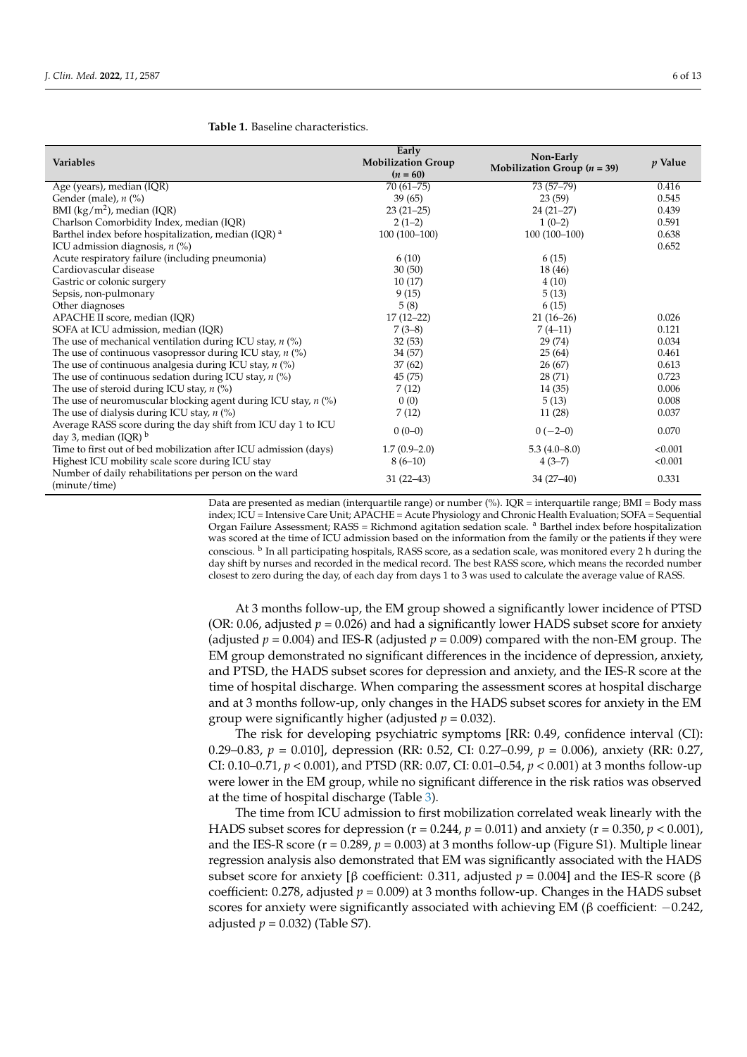**Table 1.** Baseline characteristics.

| Variables | Early Mobilization Group ($n$ = 60) | Non-Early Mobilization Group ($n$ = 39) | $p$ Value |
|---|---|---|---|
| Age (years), median (IQR) | 70 (61–75) | 73 (57–79) | 0.416 |
| Gender (male), $n$ (%) | 39 (65) | 23 (59) | 0.545 |
| BMI (kg/m$^2$), median (IQR) | 23 (21–25) | 24 (21–27) | 0.439 |
| Charlson Comorbidity Index, median (IQR) | 2 (1–2) | 1 (0–2) | 0.591 |
| Barthel index before hospitalization, median (IQR) [a] | 100 (100–100) | 100 (100–100) | 0.638 |
| ICU admission diagnosis, $n$ (%) | | | 0.652 |
| Acute respiratory failure (including pneumonia) | 6 (10) | 6 (15) | |
| Cardiovascular disease | 30 (50) | 18 (46) | |
| Gastric or colonic surgery | 10 (17) | 4 (10) | |
| Sepsis, non-pulmonary | 9 (15) | 5 (13) | |
| Other diagnoses | 5 (8) | 6 (15) | |
| APACHE II score, median (IQR) | 17 (12–22) | 21 (16–26) | 0.026 |
| SOFA at ICU admission, median (IQR) | 7 (3–8) | 7 (4–11) | 0.121 |
| The use of mechanical ventilation during ICU stay, $n$ (%) | 32 (53) | 29 (74) | 0.034 |
| The use of continuous vasopressor during ICU stay, $n$ (%) | 34 (57) | 25 (64) | 0.461 |
| The use of continuous analgesia during ICU stay, $n$ (%) | 37 (62) | 26 (67) | 0.613 |
| The use of continuous sedation during ICU stay, $n$ (%) | 45 (75) | 28 (71) | 0.723 |
| The use of steroid during ICU stay, $n$ (%) | 7 (12) | 14 (35) | 0.006 |
| The use of neuromuscular blocking agent during ICU stay, $n$ (%) | 0 (0) | 5 (13) | 0.008 |
| The use of dialysis during ICU stay, $n$ (%) | 7 (12) | 11 (28) | 0.037 |
| Average RASS score during the day shift from ICU day 1 to ICU day 3, median (IQR) [b] | 0 (0–0) | 0 (−2–0) | 0.070 |
| Time to first out of bed mobilization after ICU admission (days) | 1.7 (0.9–2.0) | 5.3 (4.0–8.0) | <0.001 |
| Highest ICU mobility scale score during ICU stay | 8 (6–10) | 4 (3–7) | <0.001 |
| Number of daily rehabilitations per person on the ward (minute/time) | 31 (22–43) | 34 (27–40) | 0.331 |

Data are presented as median (interquartile range) or number (%). IQR = interquartile range; BMI = Body mass index; ICU = Intensive Care Unit; APACHE = Acute Physiology and Chronic Health Evaluation; SOFA = Sequential Organ Failure Assessment; RASS = Richmond agitation sedation scale. [a] Barthel index before hospitalization was scored at the time of ICU admission based on the information from the family or the patients if they were conscious. [b] In all participating hospitals, RASS score, as a sedation scale, was monitored every 2 h during the day shift by nurses and recorded in the medical record. The best RASS score, which means the recorded number closest to zero during the day, of each day from days 1 to 3 was used to calculate the average value of RASS.

At 3 months follow-up, the EM group showed a significantly lower incidence of PTSD (OR: 0.06, adjusted $p$ = 0.026) and had a significantly lower HADS subset score for anxiety (adjusted $p$ = 0.004) and IES-R (adjusted $p$ = 0.009) compared with the non-EM group. The EM group demonstrated no significant differences in the incidence of depression, anxiety, and PTSD, the HADS subset scores for depression and anxiety, and the IES-R score at the time of hospital discharge. When comparing the assessment scores at hospital discharge and at 3 months follow-up, only changes in the HADS subset scores for anxiety in the EM group were significantly higher (adjusted $p$ = 0.032).

The risk for developing psychiatric symptoms [RR: 0.49, confidence interval (CI): 0.29–0.83, $p$ = 0.010], depression (RR: 0.52, CI: 0.27–0.99, $p$ = 0.006), anxiety (RR: 0.27, CI: 0.10–0.71, $p$ < 0.001), and PTSD (RR: 0.07, CI: 0.01–0.54, $p$ < 0.001) at 3 months follow-up were lower in the EM group, while no significant difference in the risk ratios was observed at the time of hospital discharge (Table 3).

The time from ICU admission to first mobilization correlated weak linearly with the HADS subset scores for depression (r = 0.244, $p$ = 0.011) and anxiety (r = 0.350, $p$ < 0.001), and the IES-R score (r = 0.289, $p$ = 0.003) at 3 months follow-up (Figure S1). Multiple linear regression analysis also demonstrated that EM was significantly associated with the HADS subset score for anxiety [β coefficient: 0.311, adjusted $p$ = 0.004] and the IES-R score (β coefficient: 0.278, adjusted $p$ = 0.009) at 3 months follow-up. Changes in the HADS subset scores for anxiety were significantly associated with achieving EM (β coefficient: −0.242, adjusted $p$ = 0.032) (Table S7).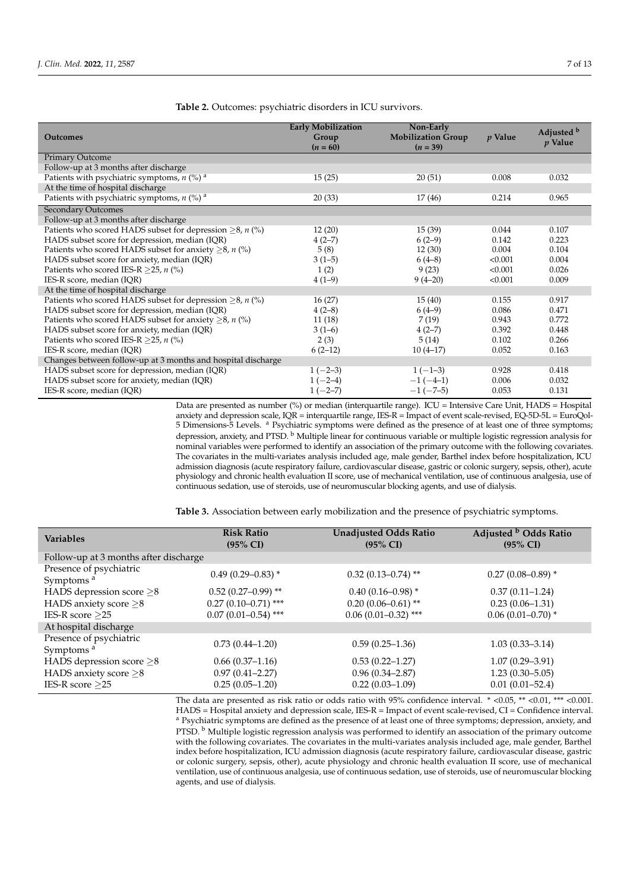**Table 2.** Outcomes: psychiatric disorders in ICU survivors.

| Outcomes | Early Mobilization Group ($n$ = 60) | Non-Early Mobilization Group ($n$ = 39) | $p$ Value | Adjusted [b] $p$ Value |
|---|---|---|---|---|
| Primary Outcome | | | | |
| Follow-up at 3 months after discharge | | | | |
| Patients with psychiatric symptoms, $n$ (%) [a] | 15 (25) | 20 (51) | 0.008 | 0.032 |
| At the time of hospital discharge | | | | |
| Patients with psychiatric symptoms, $n$ (%) [a] | 20 (33) | 17 (46) | 0.214 | 0.965 |
| Secondary Outcomes | | | | |
| Follow-up at 3 months after discharge | | | | |
| Patients who scored HADS subset for depression $\geq$8, $n$ (%) | 12 (20) | 15 (39) | 0.044 | 0.107 |
| HADS subset score for depression, median (IQR) | 4 (2–7) | 6 (2–9) | 0.142 | 0.223 |
| Patients who scored HADS subset for anxiety $\geq$8, $n$ (%) | 5 (8) | 12 (30) | 0.004 | 0.104 |
| HADS subset score for anxiety, median (IQR) | 3 (1–5) | 6 (4–8) | <0.001 | 0.004 |
| Patients who scored IES-R $\geq$25, $n$ (%) | 1 (2) | 9 (23) | <0.001 | 0.026 |
| IES-R score, median (IQR) | 4 (1–9) | 9 (4–20) | <0.001 | 0.009 |
| At the time of hospital discharge | | | | |
| Patients who scored HADS subset for depression $\geq$8, $n$ (%) | 16 (27) | 15 (40) | 0.155 | 0.917 |
| HADS subset score for depression, median (IQR) | 4 (2–8) | 6 (4–9) | 0.086 | 0.471 |
| Patients who scored HADS subset for anxiety $\geq$8, $n$ (%) | 11 (18) | 7 (19) | 0.943 | 0.772 |
| HADS subset score for anxiety, median (IQR) | 3 (1–6) | 4 (2–7) | 0.392 | 0.448 |
| Patients who scored IES-R $\geq$25, $n$ (%) | 2 (3) | 5 (14) | 0.102 | 0.266 |
| IES-R score, median (IQR) | 6 (2–12) | 10 (4–17) | 0.052 | 0.163 |
| Changes between follow-up at 3 months and hospital discharge | | | | |
| HADS subset score for depression, median (IQR) | 1 (−2–3) | 1 (−1–3) | 0.928 | 0.418 |
| HADS subset score for anxiety, median (IQR) | 1 (−2–4) | −1 (−4–1) | 0.006 | 0.032 |
| IES-R score, median (IQR) | 1 (−2–7) | −1 (−7–5) | 0.053 | 0.131 |

Data are presented as number (%) or median (interquartile range). ICU = Intensive Care Unit, HADS = Hospital anxiety and depression scale, IQR = interquartile range, IES-R = Impact of event scale-revised, EQ-5D-5L = EuroQol-5 Dimensions-5 Levels. [a] Psychiatric symptoms were defined as the presence of at least one of three symptoms; depression, anxiety, and PTSD. [b] Multiple linear for continuous variable or multiple logistic regression analysis for nominal variables were performed to identify an association of the primary outcome with the following covariates. The covariates in the multi-variates analysis included age, male gender, Barthel index before hospitalization, ICU admission diagnosis (acute respiratory failure, cardiovascular disease, gastric or colonic surgery, sepsis, other), acute physiology and chronic health evaluation II score, use of mechanical ventilation, use of continuous analgesia, use of continuous sedation, use of steroids, use of neuromuscular blocking agents, and use of dialysis.

**Table 3.** Association between early mobilization and the presence of psychiatric symptoms.

| Variables | Risk Ratio (95% CI) | Unadjusted Odds Ratio (95% CI) | Adjusted [b] Odds Ratio (95% CI) |
|---|---|---|---|
| Follow-up at 3 months after discharge | | | |
| Presence of psychiatric Symptoms [a] | 0.49 (0.29–0.83) * | 0.32 (0.13–0.74) ** | 0.27 (0.08–0.89) * |
| HADS depression score $\geq$8 | 0.52 (0.27–0.99) ** | 0.40 (0.16–0.98) * | 0.37 (0.11–1.24) |
| HADS anxiety score $\geq$8 | 0.27 (0.10–0.71) *** | 0.20 (0.06–0.61) ** | 0.23 (0.06–1.31) |
| IES-R score $\geq$25 | 0.07 (0.01–0.54) *** | 0.06 (0.01–0.32) *** | 0.06 (0.01–0.70) * |
| At hospital discharge | | | |
| Presence of psychiatric Symptoms [a] | 0.73 (0.44–1.20) | 0.59 (0.25–1.36) | 1.03 (0.33–3.14) |
| HADS depression score $\geq$8 | 0.66 (0.37–1.16) | 0.53 (0.22–1.27) | 1.07 (0.29–3.91) |
| HADS anxiety score $\geq$8 | 0.97 (0.41–2.27) | 0.96 (0.34–2.87) | 1.23 (0.30–5.05) |
| IES-R score $\geq$25 | 0.25 (0.05–1.20) | 0.22 (0.03–1.09) | 0.01 (0.01–52.4) |

The data are presented as risk ratio or odds ratio with 95% confidence interval. * <0.05, ** <0.01, *** <0.001. HADS = Hospital anxiety and depression scale, IES-R = Impact of event scale-revised, CI = Confidence interval. [a] Psychiatric symptoms are defined as the presence of at least one of three symptoms; depression, anxiety, and PTSD. [b] Multiple logistic regression analysis was performed to identify an association of the primary outcome with the following covariates. The covariates in the multi-variates analysis included age, male gender, Barthel index before hospitalization, ICU admission diagnosis (acute respiratory failure, cardiovascular disease, gastric or colonic surgery, sepsis, other), acute physiology and chronic health evaluation II score, use of mechanical ventilation, use of continuous analgesia, use of continuous sedation, use of steroids, use of neuromuscular blocking agents, and use of dialysis.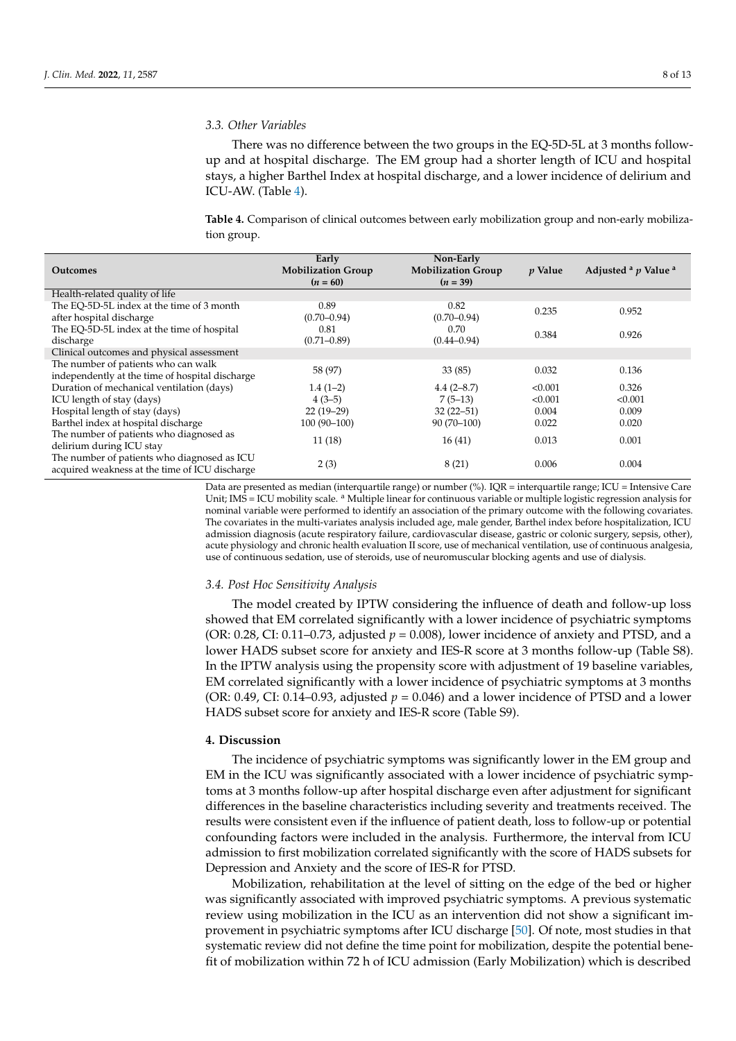### 3.3. Other Variables

There was no difference between the two groups in the EQ-5D-5L at 3 months follow-up and at hospital discharge. The EM group had a shorter length of ICU and hospital stays, a higher Barthel Index at hospital discharge, and a lower incidence of delirium and ICU-AW. (Table 4).

**Table 4.** Comparison of clinical outcomes between early mobilization group and non-early mobilization group.

| Outcomes | Early Mobilization Group ($n$ = 60) | Non-Early Mobilization Group ($n$ = 39) | $p$ Value | Adjusted [a] $p$ Value [a] |
|---|---|---|---|---|
| Health-related quality of life | | | | |
| The EQ-5D-5L index at the time of 3 month after hospital discharge | 0.89 (0.70–0.94) | 0.82 (0.70–0.94) | 0.235 | 0.952 |
| The EQ-5D-5L index at the time of hospital discharge | 0.81 (0.71–0.89) | 0.70 (0.44–0.94) | 0.384 | 0.926 |
| Clinical outcomes and physical assessment | | | | |
| The number of patients who can walk independently at the time of hospital discharge | 58 (97) | 33 (85) | 0.032 | 0.136 |
| Duration of mechanical ventilation (days) | 1.4 (1–2) | 4.4 (2–8.7) | <0.001 | 0.326 |
| ICU length of stay (days) | 4 (3–5) | 7 (5–13) | <0.001 | <0.001 |
| Hospital length of stay (days) | 22 (19–29) | 32 (22–51) | 0.004 | 0.009 |
| Barthel index at hospital discharge | 100 (90–100) | 90 (70–100) | 0.022 | 0.020 |
| The number of patients who diagnosed as delirium during ICU stay | 11 (18) | 16 (41) | 0.013 | 0.001 |
| The number of patients who diagnosed as ICU acquired weakness at the time of ICU discharge | 2 (3) | 8 (21) | 0.006 | 0.004 |

Data are presented as median (interquartile range) or number (%). IQR = interquartile range; ICU = Intensive Care Unit; IMS = ICU mobility scale. [a] Multiple linear for continuous variable or multiple logistic regression analysis for nominal variable were performed to identify an association of the primary outcome with the following covariates. The covariates in the multi-variates analysis included age, male gender, Barthel index before hospitalization, ICU admission diagnosis (acute respiratory failure, cardiovascular disease, gastric or colonic surgery, sepsis, other), acute physiology and chronic health evaluation II score, use of mechanical ventilation, use of continuous analgesia, use of continuous sedation, use of steroids, use of neuromuscular blocking agents and use of dialysis.

### 3.4. Post Hoc Sensitivity Analysis

The model created by IPTW considering the influence of death and follow-up loss showed that EM correlated significantly with a lower incidence of psychiatric symptoms (OR: 0.28, CI: 0.11–0.73, adjusted $p = 0.008$), lower incidence of anxiety and PTSD, and a lower HADS subset score for anxiety and IES-R score at 3 months follow-up (Table S8). In the IPTW analysis using the propensity score with adjustment of 19 baseline variables, EM correlated significantly with a lower incidence of psychiatric symptoms at 3 months (OR: 0.49, CI: 0.14–0.93, adjusted $p = 0.046$) and a lower incidence of PTSD and a lower HADS subset score for anxiety and IES-R score (Table S9).

## 4. Discussion

The incidence of psychiatric symptoms was significantly lower in the EM group and EM in the ICU was significantly associated with a lower incidence of psychiatric symptoms at 3 months follow-up after hospital discharge even after adjustment for significant differences in the baseline characteristics including severity and treatments received. The results were consistent even if the influence of patient death, loss to follow-up or potential confounding factors were included in the analysis. Furthermore, the interval from ICU admission to first mobilization correlated significantly with the score of HADS subsets for Depression and Anxiety and the score of IES-R for PTSD.

Mobilization, rehabilitation at the level of sitting on the edge of the bed or higher was significantly associated with improved psychiatric symptoms. A previous systematic review using mobilization in the ICU as an intervention did not show a significant improvement in psychiatric symptoms after ICU discharge [50]. Of note, most studies in that systematic review did not define the time point for mobilization, despite the potential benefit of mobilization within 72 h of ICU admission (Early Mobilization) which is described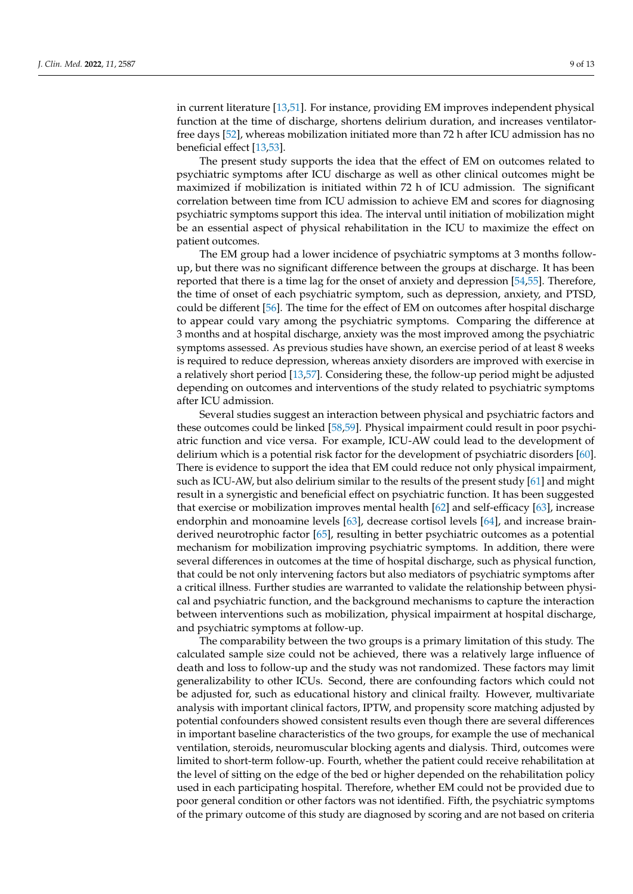in current literature [13,51]. For instance, providing EM improves independent physical function at the time of discharge, shortens delirium duration, and increases ventilator-free days [52], whereas mobilization initiated more than 72 h after ICU admission has no beneficial effect [13,53].

The present study supports the idea that the effect of EM on outcomes related to psychiatric symptoms after ICU discharge as well as other clinical outcomes might be maximized if mobilization is initiated within 72 h of ICU admission. The significant correlation between time from ICU admission to achieve EM and scores for diagnosing psychiatric symptoms support this idea. The interval until initiation of mobilization might be an essential aspect of physical rehabilitation in the ICU to maximize the effect on patient outcomes.

The EM group had a lower incidence of psychiatric symptoms at 3 months follow-up, but there was no significant difference between the groups at discharge. It has been reported that there is a time lag for the onset of anxiety and depression [54,55]. Therefore, the time of onset of each psychiatric symptom, such as depression, anxiety, and PTSD, could be different [56]. The time for the effect of EM on outcomes after hospital discharge to appear could vary among the psychiatric symptoms. Comparing the difference at 3 months and at hospital discharge, anxiety was the most improved among the psychiatric symptoms assessed. As previous studies have shown, an exercise period of at least 8 weeks is required to reduce depression, whereas anxiety disorders are improved with exercise in a relatively short period [13,57]. Considering these, the follow-up period might be adjusted depending on outcomes and interventions of the study related to psychiatric symptoms after ICU admission.

Several studies suggest an interaction between physical and psychiatric factors and these outcomes could be linked [58,59]. Physical impairment could result in poor psychiatric function and vice versa. For example, ICU-AW could lead to the development of delirium which is a potential risk factor for the development of psychiatric disorders [60]. There is evidence to support the idea that EM could reduce not only physical impairment, such as ICU-AW, but also delirium similar to the results of the present study [61] and might result in a synergistic and beneficial effect on psychiatric function. It has been suggested that exercise or mobilization improves mental health [62] and self-efficacy [63], increase endorphin and monoamine levels [63], decrease cortisol levels [64], and increase brain-derived neurotrophic factor [65], resulting in better psychiatric outcomes as a potential mechanism for mobilization improving psychiatric symptoms. In addition, there were several differences in outcomes at the time of hospital discharge, such as physical function, that could be not only intervening factors but also mediators of psychiatric symptoms after a critical illness. Further studies are warranted to validate the relationship between physical and psychiatric function, and the background mechanisms to capture the interaction between interventions such as mobilization, physical impairment at hospital discharge, and psychiatric symptoms at follow-up.

The comparability between the two groups is a primary limitation of this study. The calculated sample size could not be achieved, there was a relatively large influence of death and loss to follow-up and the study was not randomized. These factors may limit generalizability to other ICUs. Second, there are confounding factors which could not be adjusted for, such as educational history and clinical frailty. However, multivariate analysis with important clinical factors, IPTW, and propensity score matching adjusted by potential confounders showed consistent results even though there are several differences in important baseline characteristics of the two groups, for example the use of mechanical ventilation, steroids, neuromuscular blocking agents and dialysis. Third, outcomes were limited to short-term follow-up. Fourth, whether the patient could receive rehabilitation at the level of sitting on the edge of the bed or higher depended on the rehabilitation policy used in each participating hospital. Therefore, whether EM could not be provided due to poor general condition or other factors was not identified. Fifth, the psychiatric symptoms of the primary outcome of this study are diagnosed by scoring and are not based on criteria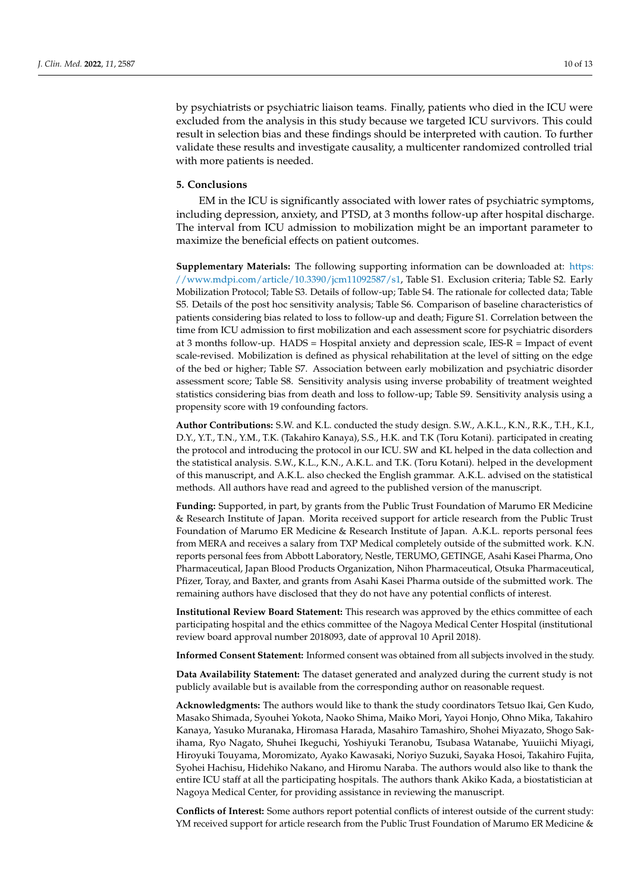by psychiatrists or psychiatric liaison teams. Finally, patients who died in the ICU were excluded from the analysis in this study because we targeted ICU survivors. This could result in selection bias and these findings should be interpreted with caution. To further validate these results and investigate causality, a multicenter randomized controlled trial with more patients is needed.

## 5. Conclusions

EM in the ICU is significantly associated with lower rates of psychiatric symptoms, including depression, anxiety, and PTSD, at 3 months follow-up after hospital discharge. The interval from ICU admission to mobilization might be an important parameter to maximize the beneficial effects on patient outcomes.

**Supplementary Materials:** The following supporting information can be downloaded at: https://www.mdpi.com/article/10.3390/jcm11092587/s1, Table S1. Exclusion criteria; Table S2. Early Mobilization Protocol; Table S3. Details of follow-up; Table S4. The rationale for collected data; Table S5. Details of the post hoc sensitivity analysis; Table S6. Comparison of baseline characteristics of patients considering bias related to loss to follow-up and death; Figure S1. Correlation between the time from ICU admission to first mobilization and each assessment score for psychiatric disorders at 3 months follow-up. HADS = Hospital anxiety and depression scale, IES-R = Impact of event scale-revised. Mobilization is defined as physical rehabilitation at the level of sitting on the edge of the bed or higher; Table S7. Association between early mobilization and psychiatric disorder assessment score; Table S8. Sensitivity analysis using inverse probability of treatment weighted statistics considering bias from death and loss to follow-up; Table S9. Sensitivity analysis using a propensity score with 19 confounding factors.

**Author Contributions:** S.W. and K.L. conducted the study design. S.W., A.K.L., K.N., R.K., T.H., K.I., D.Y., Y.T., T.N., Y.M., T.K. (Takahiro Kanaya), S.S., H.K. and T.K (Toru Kotani). participated in creating the protocol and introducing the protocol in our ICU. SW and KL helped in the data collection and the statistical analysis. S.W., K.L., K.N., A.K.L. and T.K. (Toru Kotani). helped in the development of this manuscript, and A.K.L. also checked the English grammar. A.K.L. advised on the statistical methods. All authors have read and agreed to the published version of the manuscript.

**Funding:** Supported, in part, by grants from the Public Trust Foundation of Marumo ER Medicine & Research Institute of Japan. Morita received support for article research from the Public Trust Foundation of Marumo ER Medicine & Research Institute of Japan. A.K.L. reports personal fees from MERA and receives a salary from TXP Medical completely outside of the submitted work. K.N. reports personal fees from Abbott Laboratory, Nestle, TERUMO, GETINGE, Asahi Kasei Pharma, Ono Pharmaceutical, Japan Blood Products Organization, Nihon Pharmaceutical, Otsuka Pharmaceutical, Pfizer, Toray, and Baxter, and grants from Asahi Kasei Pharma outside of the submitted work. The remaining authors have disclosed that they do not have any potential conflicts of interest.

**Institutional Review Board Statement:** This research was approved by the ethics committee of each participating hospital and the ethics committee of the Nagoya Medical Center Hospital (institutional review board approval number 2018093, date of approval 10 April 2018).

**Informed Consent Statement:** Informed consent was obtained from all subjects involved in the study.

**Data Availability Statement:** The dataset generated and analyzed during the current study is not publicly available but is available from the corresponding author on reasonable request.

**Acknowledgments:** The authors would like to thank the study coordinators Tetsuo Ikai, Gen Kudo, Masako Shimada, Syouhei Yokota, Naoko Shima, Maiko Mori, Yayoi Honjo, Ohno Mika, Takahiro Kanaya, Yasuko Muranaka, Hiromasa Harada, Masahiro Tamashiro, Shohei Miyazato, Shogo Sakihama, Ryo Nagato, Shuhei Ikeguchi, Yoshiyuki Teranobu, Tsubasa Watanabe, Yuuiichi Miyagi, Hiroyuki Touyama, Moromizato, Ayako Kawasaki, Noriyo Suzuki, Sayaka Hosoi, Takahiro Fujita, Syohei Hachisu, Hidehiko Nakano, and Hiromu Naraba. The authors would also like to thank the entire ICU staff at all the participating hospitals. The authors thank Akiko Kada, a biostatistician at Nagoya Medical Center, for providing assistance in reviewing the manuscript.

**Conflicts of Interest:** Some authors report potential conflicts of interest outside of the current study: YM received support for article research from the Public Trust Foundation of Marumo ER Medicine &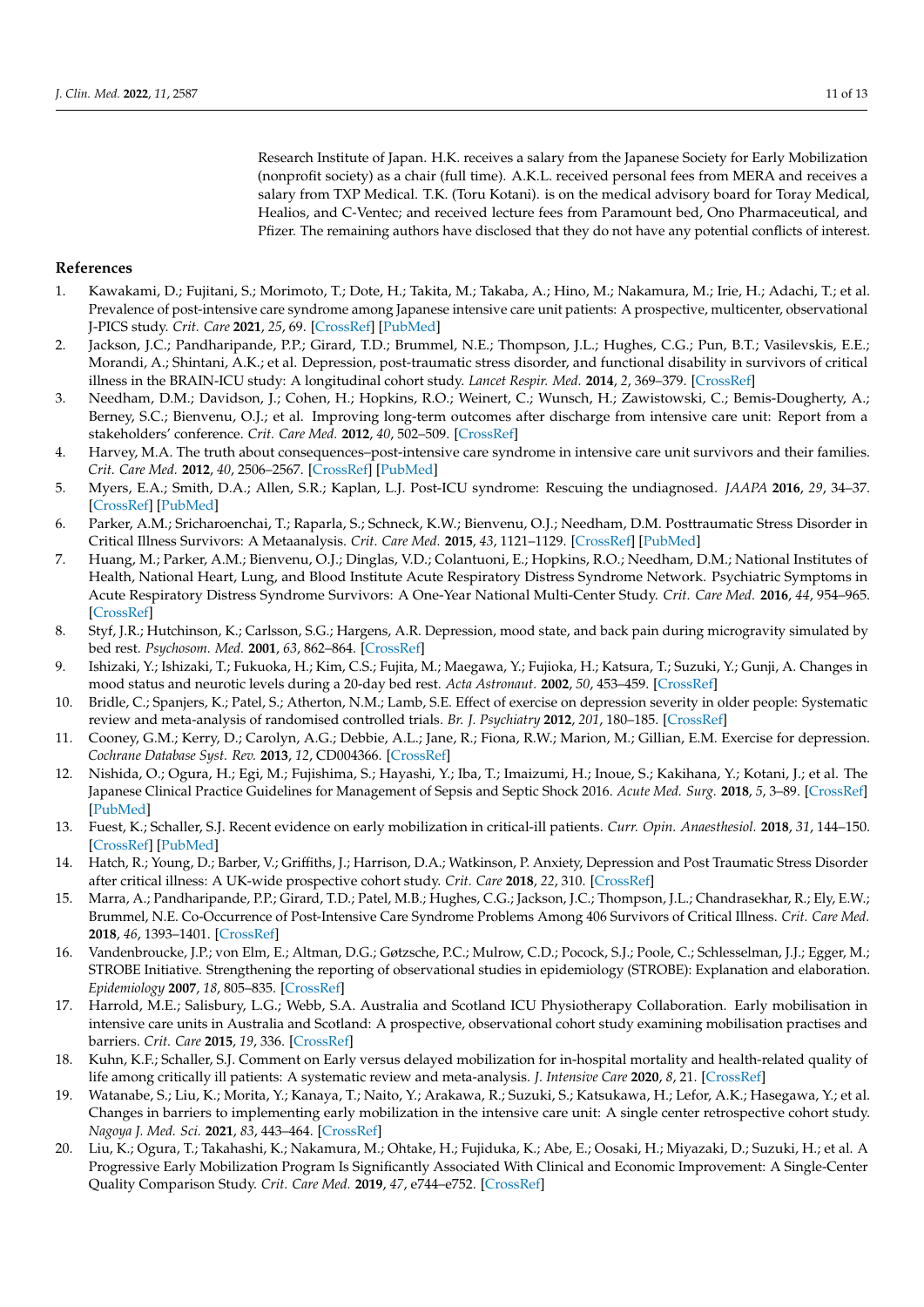Research Institute of Japan. H.K. receives a salary from the Japanese Society for Early Mobilization (nonprofit society) as a chair (full time). A.K.L. received personal fees from MERA and receives a salary from TXP Medical. T.K. (Toru Kotani). is on the medical advisory board for Toray Medical, Healios, and C-Ventec; and received lecture fees from Paramount bed, Ono Pharmaceutical, and Pfizer. The remaining authors have disclosed that they do not have any potential conflicts of interest.

## References

1. Kawakami, D.; Fujitani, S.; Morimoto, T.; Dote, H.; Takita, M.; Takaba, A.; Hino, M.; Nakamura, M.; Irie, H.; Adachi, T.; et al. Prevalence of post-intensive care syndrome among Japanese intensive care unit patients: A prospective, multicenter, observational J-PICS study. *Crit. Care* **2021**, *25*, 69. [CrossRef] [PubMed]
2. Jackson, J.C.; Pandharipande, P.P.; Girard, T.D.; Brummel, N.E.; Thompson, J.L.; Hughes, C.G.; Pun, B.T.; Vasilevskis, E.E.; Morandi, A.; Shintani, A.K.; et al. Depression, post-traumatic stress disorder, and functional disability in survivors of critical illness in the BRAIN-ICU study: A longitudinal cohort study. *Lancet Respir. Med.* **2014**, *2*, 369–379. [CrossRef]
3. Needham, D.M.; Davidson, J.; Cohen, H.; Hopkins, R.O.; Weinert, C.; Wunsch, H.; Zawistowski, C.; Bemis-Dougherty, A.; Berney, S.C.; Bienvenu, O.J.; et al. Improving long-term outcomes after discharge from intensive care unit: Report from a stakeholders' conference. *Crit. Care Med.* **2012**, *40*, 502–509. [CrossRef]
4. Harvey, M.A. The truth about consequences–post-intensive care syndrome in intensive care unit survivors and their families. *Crit. Care Med.* **2012**, *40*, 2506–2567. [CrossRef] [PubMed]
5. Myers, E.A.; Smith, D.A.; Allen, S.R.; Kaplan, L.J. Post-ICU syndrome: Rescuing the undiagnosed. *JAAPA* **2016**, *29*, 34–37. [CrossRef] [PubMed]
6. Parker, A.M.; Sricharoenchai, T.; Raparla, S.; Schneck, K.W.; Bienvenu, O.J.; Needham, D.M. Posttraumatic Stress Disorder in Critical Illness Survivors: A Metaanalysis. *Crit. Care Med.* **2015**, *43*, 1121–1129. [CrossRef] [PubMed]
7. Huang, M.; Parker, A.M.; Bienvenu, O.J.; Dinglas, V.D.; Colantuoni, E.; Hopkins, R.O.; Needham, D.M.; National Institutes of Health, National Heart, Lung, and Blood Institute Acute Respiratory Distress Syndrome Network. Psychiatric Symptoms in Acute Respiratory Distress Syndrome Survivors: A One-Year National Multi-Center Study. *Crit. Care Med.* **2016**, *44*, 954–965. [CrossRef]
8. Styf, J.R.; Hutchinson, K.; Carlsson, S.G.; Hargens, A.R. Depression, mood state, and back pain during microgravity simulated by bed rest. *Psychosom. Med.* **2001**, *63*, 862–864. [CrossRef]
9. Ishizaki, Y.; Ishizaki, T.; Fukuoka, H.; Kim, C.S.; Fujita, M.; Maegawa, Y.; Fujioka, H.; Katsura, T.; Suzuki, Y.; Gunji, A. Changes in mood status and neurotic levels during a 20-day bed rest. *Acta Astronaut.* **2002**, *50*, 453–459. [CrossRef]
10. Bridle, C.; Spanjers, K.; Patel, S.; Atherton, N.M.; Lamb, S.E. Effect of exercise on depression severity in older people: Systematic review and meta-analysis of randomised controlled trials. *Br. J. Psychiatry* **2012**, *201*, 180–185. [CrossRef]
11. Cooney, G.M.; Kerry, D.; Carolyn, A.G.; Debbie, A.L.; Jane, R.; Fiona, R.W.; Marion, M.; Gillian, E.M. Exercise for depression. *Cochrane Database Syst. Rev.* **2013**, *12*, CD004366. [CrossRef]
12. Nishida, O.; Ogura, H.; Egi, M.; Fujishima, S.; Hayashi, Y.; Iba, T.; Imaizumi, H.; Inoue, S.; Kakihana, Y.; Kotani, J.; et al. The Japanese Clinical Practice Guidelines for Management of Sepsis and Septic Shock 2016. *Acute Med. Surg.* **2018**, *5*, 3–89. [CrossRef] [PubMed]
13. Fuest, K.; Schaller, S.J. Recent evidence on early mobilization in critical-ill patients. *Curr. Opin. Anaesthesiol.* **2018**, *31*, 144–150. [CrossRef] [PubMed]
14. Hatch, R.; Young, D.; Barber, V.; Griffiths, J.; Harrison, D.A.; Watkinson, P. Anxiety, Depression and Post Traumatic Stress Disorder after critical illness: A UK-wide prospective cohort study. *Crit. Care* **2018**, *22*, 310. [CrossRef]
15. Marra, A.; Pandharipande, P.P.; Girard, T.D.; Patel, M.B.; Hughes, C.G.; Jackson, J.C.; Thompson, J.L.; Chandrasekhar, R.; Ely, E.W.; Brummel, N.E. Co-Occurrence of Post-Intensive Care Syndrome Problems Among 406 Survivors of Critical Illness. *Crit. Care Med.* **2018**, *46*, 1393–1401. [CrossRef]
16. Vandenbroucke, J.P.; von Elm, E.; Altman, D.G.; Gøtzsche, P.C.; Mulrow, C.D.; Pocock, S.J.; Poole, C.; Schlesselman, J.J.; Egger, M.; STROBE Initiative. Strengthening the reporting of observational studies in epidemiology (STROBE): Explanation and elaboration. *Epidemiology* **2007**, *18*, 805–835. [CrossRef]
17. Harrold, M.E.; Salisbury, L.G.; Webb, S.A. Australia and Scotland ICU Physiotherapy Collaboration. Early mobilisation in intensive care units in Australia and Scotland: A prospective, observational cohort study examining mobilisation practises and barriers. *Crit. Care* **2015**, *19*, 336. [CrossRef]
18. Kuhn, K.F.; Schaller, S.J. Comment on Early versus delayed mobilization for in-hospital mortality and health-related quality of life among critically ill patients: A systematic review and meta-analysis. *J. Intensive Care* **2020**, *8*, 21. [CrossRef]
19. Watanabe, S.; Liu, K.; Morita, Y.; Kanaya, T.; Naito, Y.; Arakawa, R.; Suzuki, S.; Katsukawa, H.; Lefor, A.K.; Hasegawa, Y.; et al. Changes in barriers to implementing early mobilization in the intensive care unit: A single center retrospective cohort study. *Nagoya J. Med. Sci.* **2021**, *83*, 443–464. [CrossRef]
20. Liu, K.; Ogura, T.; Takahashi, K.; Nakamura, M.; Ohtake, H.; Fujiduka, K.; Abe, E.; Oosaki, H.; Miyazaki, D.; Suzuki, H.; et al. A Progressive Early Mobilization Program Is Significantly Associated With Clinical and Economic Improvement: A Single-Center Quality Comparison Study. *Crit. Care Med.* **2019**, *47*, e744–e752. [CrossRef]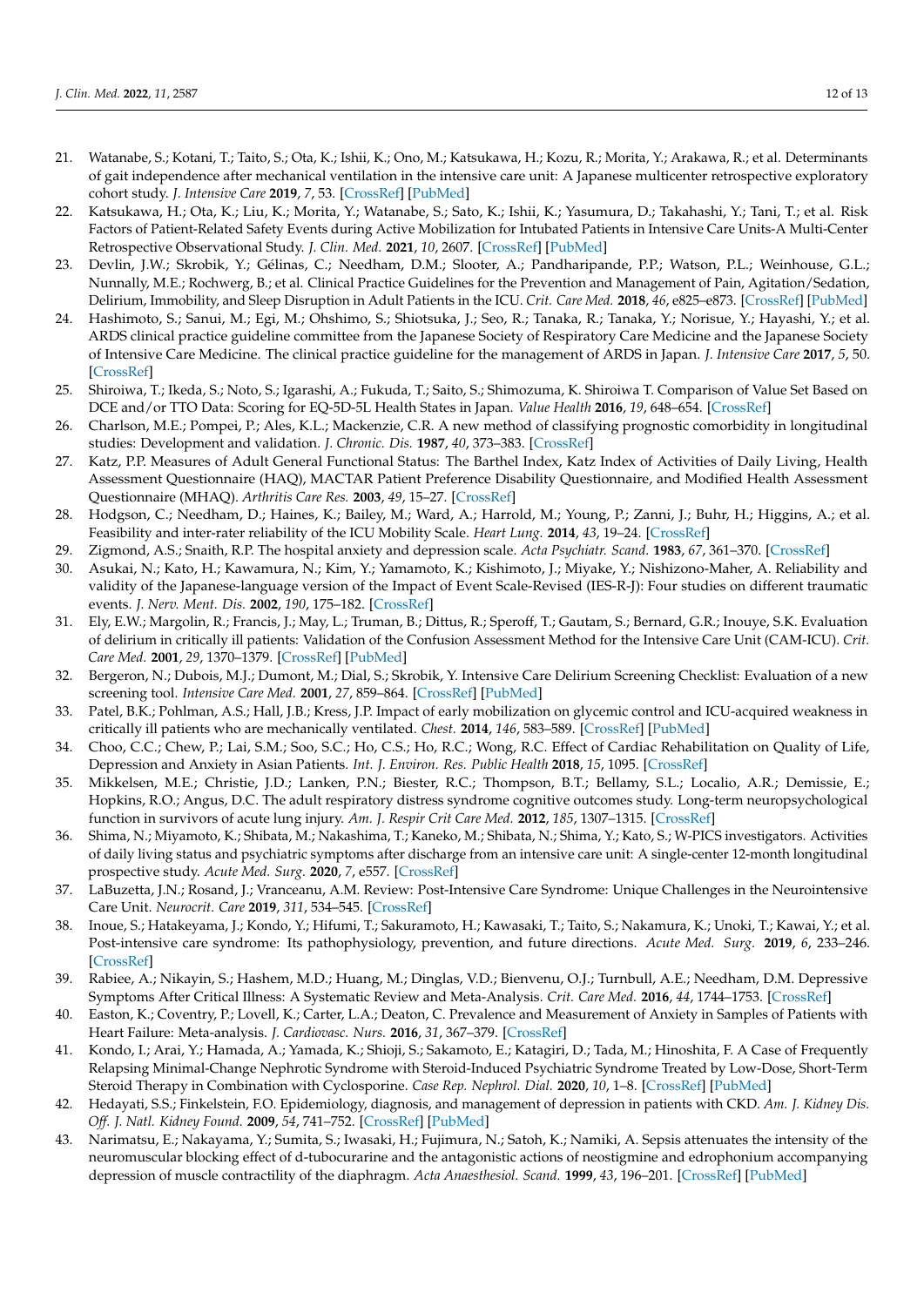21. Watanabe, S.; Kotani, T.; Taito, S.; Ota, K.; Ishii, K.; Ono, M.; Katsukawa, H.; Kozu, R.; Morita, Y.; Arakawa, R.; et al. Determinants of gait independence after mechanical ventilation in the intensive care unit: A Japanese multicenter retrospective exploratory cohort study. *J. Intensive Care* **2019**, *7*, 53. [CrossRef] [PubMed]
22. Katsukawa, H.; Ota, K.; Liu, K.; Morita, Y.; Watanabe, S.; Sato, K.; Ishii, K.; Yasumura, D.; Takahashi, Y.; Tani, T.; et al. Risk Factors of Patient-Related Safety Events during Active Mobilization for Intubated Patients in Intensive Care Units-A Multi-Center Retrospective Observational Study. *J. Clin. Med.* **2021**, *10*, 2607. [CrossRef] [PubMed]
23. Devlin, J.W.; Skrobik, Y.; Gélinas, C.; Needham, D.M.; Slooter, A.; Pandharipande, P.P.; Watson, P.L.; Weinhouse, G.L.; Nunnally, M.E.; Rochwerg, B.; et al. Clinical Practice Guidelines for the Prevention and Management of Pain, Agitation/Sedation, Delirium, Immobility, and Sleep Disruption in Adult Patients in the ICU. *Crit. Care Med.* **2018**, *46*, e825–e873. [CrossRef] [PubMed]
24. Hashimoto, S.; Sanui, M.; Egi, M.; Ohshimo, S.; Shiotsuka, J.; Seo, R.; Tanaka, R.; Tanaka, Y.; Norisue, Y.; Hayashi, Y.; et al. ARDS clinical practice guideline committee from the Japanese Society of Respiratory Care Medicine and the Japanese Society of Intensive Care Medicine. The clinical practice guideline for the management of ARDS in Japan. *J. Intensive Care* **2017**, *5*, 50. [CrossRef]
25. Shiroiwa, T.; Ikeda, S.; Noto, S.; Igarashi, A.; Fukuda, T.; Saito, S.; Shimozuma, K. Shiroiwa T. Comparison of Value Set Based on DCE and/or TTO Data: Scoring for EQ-5D-5L Health States in Japan. *Value Health* **2016**, *19*, 648–654. [CrossRef]
26. Charlson, M.E.; Pompei, P.; Ales, K.L.; Mackenzie, C.R. A new method of classifying prognostic comorbidity in longitudinal studies: Development and validation. *J. Chronic. Dis.* **1987**, *40*, 373–383. [CrossRef]
27. Katz, P.P. Measures of Adult General Functional Status: The Barthel Index, Katz Index of Activities of Daily Living, Health Assessment Questionnaire (HAQ), MACTAR Patient Preference Disability Questionnaire, and Modified Health Assessment Questionnaire (MHAQ). *Arthritis Care Res.* **2003**, *49*, 15–27. [CrossRef]
28. Hodgson, C.; Needham, D.; Haines, K.; Bailey, M.; Ward, A.; Harrold, M.; Young, P.; Zanni, J.; Buhr, H.; Higgins, A.; et al. Feasibility and inter-rater reliability of the ICU Mobility Scale. *Heart Lung.* **2014**, *43*, 19–24. [CrossRef]
29. Zigmond, A.S.; Snaith, R.P. The hospital anxiety and depression scale. *Acta Psychiatr. Scand.* **1983**, *67*, 361–370. [CrossRef]
30. Asukai, N.; Kato, H.; Kawamura, N.; Kim, Y.; Yamamoto, K.; Kishimoto, J.; Miyake, Y.; Nishizono-Maher, A. Reliability and validity of the Japanese-language version of the Impact of Event Scale-Revised (IES-R-J): Four studies on different traumatic events. *J. Nerv. Ment. Dis.* **2002**, *190*, 175–182. [CrossRef]
31. Ely, E.W.; Margolin, R.; Francis, J.; May, L.; Truman, B.; Dittus, R.; Speroff, T.; Gautam, S.; Bernard, G.R.; Inouye, S.K. Evaluation of delirium in critically ill patients: Validation of the Confusion Assessment Method for the Intensive Care Unit (CAM-ICU). *Crit. Care Med.* **2001**, *29*, 1370–1379. [CrossRef] [PubMed]
32. Bergeron, N.; Dubois, M.J.; Dumont, M.; Dial, S.; Skrobik, Y. Intensive Care Delirium Screening Checklist: Evaluation of a new screening tool. *Intensive Care Med.* **2001**, *27*, 859–864. [CrossRef] [PubMed]
33. Patel, B.K.; Pohlman, A.S.; Hall, J.B.; Kress, J.P. Impact of early mobilization on glycemic control and ICU-acquired weakness in critically ill patients who are mechanically ventilated. *Chest.* **2014**, *146*, 583–589. [CrossRef] [PubMed]
34. Choo, C.C.; Chew, P.; Lai, S.M.; Soo, S.C.; Ho, C.S.; Ho, R.C.; Wong, R.C. Effect of Cardiac Rehabilitation on Quality of Life, Depression and Anxiety in Asian Patients. *Int. J. Environ. Res. Public Health* **2018**, *15*, 1095. [CrossRef]
35. Mikkelsen, M.E.; Christie, J.D.; Lanken, P.N.; Biester, R.C.; Thompson, B.T.; Bellamy, S.L.; Localio, A.R.; Demissie, E.; Hopkins, R.O.; Angus, D.C. The adult respiratory distress syndrome cognitive outcomes study. Long-term neuropsychological function in survivors of acute lung injury. *Am. J. Respir Crit Care Med.* **2012**, *185*, 1307–1315. [CrossRef]
36. Shima, N.; Miyamoto, K.; Shibata, M.; Nakashima, T.; Kaneko, M.; Shibata, N.; Shima, Y.; Kato, S.; W-PICS investigators. Activities of daily living status and psychiatric symptoms after discharge from an intensive care unit: A single-center 12-month longitudinal prospective study. *Acute Med. Surg.* **2020**, *7*, e557. [CrossRef]
37. LaBuzetta, J.N.; Rosand, J.; Vranceanu, A.M. Review: Post-Intensive Care Syndrome: Unique Challenges in the Neurointensive Care Unit. *Neurocrit. Care* **2019**, *311*, 534–545. [CrossRef]
38. Inoue, S.; Hatakeyama, J.; Kondo, Y.; Hifumi, T.; Sakuramoto, H.; Kawasaki, T.; Taito, S.; Nakamura, K.; Unoki, T.; Kawai, Y.; et al. Post-intensive care syndrome: Its pathophysiology, prevention, and future directions. *Acute Med. Surg.* **2019**, *6*, 233–246. [CrossRef]
39. Rabiee, A.; Nikayin, S.; Hashem, M.D.; Huang, M.; Dinglas, V.D.; Bienvenu, O.J.; Turnbull, A.E.; Needham, D.M. Depressive Symptoms After Critical Illness: A Systematic Review and Meta-Analysis. *Crit. Care Med.* **2016**, *44*, 1744–1753. [CrossRef]
40. Easton, K.; Coventry, P.; Lovell, K.; Carter, L.A.; Deaton, C. Prevalence and Measurement of Anxiety in Samples of Patients with Heart Failure: Meta-analysis. *J. Cardiovasc. Nurs.* **2016**, *31*, 367–379. [CrossRef]
41. Kondo, I.; Arai, Y.; Hamada, A.; Yamada, K.; Shioji, S.; Sakamoto, E.; Katagiri, D.; Tada, M.; Hinoshita, F. A Case of Frequently Relapsing Minimal-Change Nephrotic Syndrome with Steroid-Induced Psychiatric Syndrome Treated by Low-Dose, Short-Term Steroid Therapy in Combination with Cyclosporine. *Case Rep. Nephrol. Dial.* **2020**, *10*, 1–8. [CrossRef] [PubMed]
42. Hedayati, S.S.; Finkelstein, F.O. Epidemiology, diagnosis, and management of depression in patients with CKD. *Am. J. Kidney Dis. Off. J. Natl. Kidney Found.* **2009**, *54*, 741–752. [CrossRef] [PubMed]
43. Narimatsu, E.; Nakayama, Y.; Sumita, S.; Iwasaki, H.; Fujimura, N.; Satoh, K.; Namiki, A. Sepsis attenuates the intensity of the neuromuscular blocking effect of d-tubocurarine and the antagonistic actions of neostigmine and edrophonium accompanying depression of muscle contractility of the diaphragm. *Acta Anaesthesiol. Scand.* **1999**, *43*, 196–201. [CrossRef] [PubMed]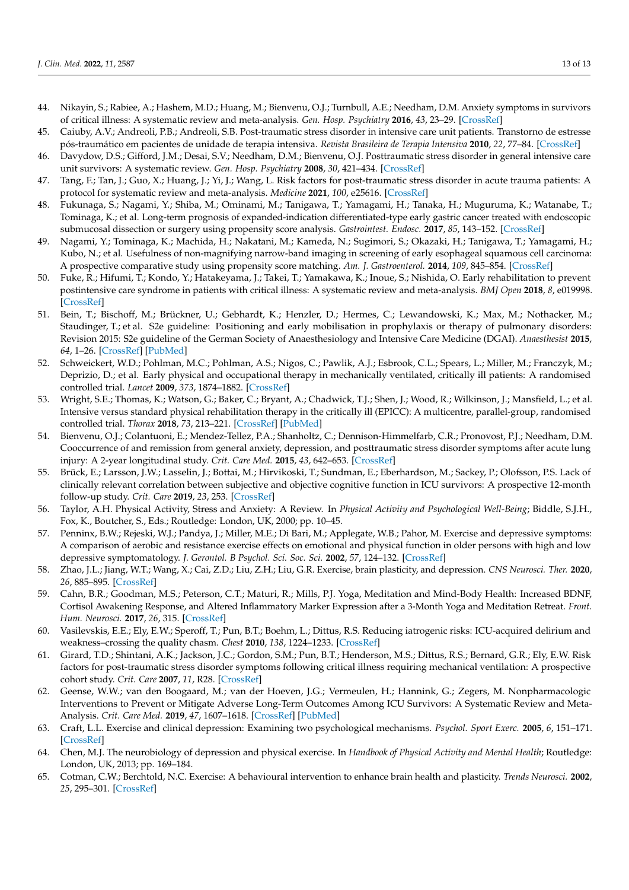44. Nikayin, S.; Rabiee, A.; Hashem, M.D.; Huang, M.; Bienvenu, O.J.; Turnbull, A.E.; Needham, D.M. Anxiety symptoms in survivors of critical illness: A systematic review and meta-analysis. *Gen. Hosp. Psychiatry* **2016**, *43*, 23–29. [CrossRef]
45. Caiuby, A.V.; Andreoli, P.B.; Andreoli, S.B. Post-traumatic stress disorder in intensive care unit patients. Transtorno de estresse pós-traumático em pacientes de unidade de terapia intensiva. *Revista Brasileira de Terapia Intensiva* **2010**, *22*, 77–84. [CrossRef]
46. Davydow, D.S.; Gifford, J.M.; Desai, S.V.; Needham, D.M.; Bienvenu, O.J. Posttraumatic stress disorder in general intensive care unit survivors: A systematic review. *Gen. Hosp. Psychiatry* **2008**, *30*, 421–434. [CrossRef]
47. Tang, F.; Tan, J.; Guo, X.; Huang, J.; Yi, J.; Wang, L. Risk factors for post-traumatic stress disorder in acute trauma patients: A protocol for systematic review and meta-analysis. *Medicine* **2021**, *100*, e25616. [CrossRef]
48. Fukunaga, S.; Nagami, Y.; Shiba, M.; Ominami, M.; Tanigawa, T.; Yamagami, H.; Tanaka, H.; Muguruma, K.; Watanabe, T.; Tominaga, K.; et al. Long-term prognosis of expanded-indication differentiated-type early gastric cancer treated with endoscopic submucosal dissection or surgery using propensity score analysis. *Gastrointest. Endosc.* **2017**, *85*, 143–152. [CrossRef]
49. Nagami, Y.; Tominaga, K.; Machida, H.; Nakatani, M.; Kameda, N.; Sugimori, S.; Okazaki, H.; Tanigawa, T.; Yamagami, H.; Kubo, N.; et al. Usefulness of non-magnifying narrow-band imaging in screening of early esophageal squamous cell carcinoma: A prospective comparative study using propensity score matching. *Am. J. Gastroenterol.* **2014**, *109*, 845–854. [CrossRef]
50. Fuke, R.; Hifumi, T.; Kondo, Y.; Hatakeyama, J.; Takei, T.; Yamakawa, K.; Inoue, S.; Nishida, O. Early rehabilitation to prevent postintensive care syndrome in patients with critical illness: A systematic review and meta-analysis. *BMJ Open* **2018**, *8*, e019998. [CrossRef]
51. Bein, T.; Bischoff, M.; Brückner, U.; Gebhardt, K.; Henzler, D.; Hermes, C.; Lewandowski, K.; Max, M.; Nothacker, M.; Staudinger, T.; et al. S2e guideline: Positioning and early mobilisation in prophylaxis or therapy of pulmonary disorders: Revision 2015: S2e guideline of the German Society of Anaesthesiology and Intensive Care Medicine (DGAI). *Anaesthesist* **2015**, *64*, 1–26. [CrossRef] [PubMed]
52. Schweickert, W.D.; Pohlman, M.C.; Pohlman, A.S.; Nigos, C.; Pawlik, A.J.; Esbrook, C.L.; Spears, L.; Miller, M.; Franczyk, M.; Deprizio, D.; et al. Early physical and occupational therapy in mechanically ventilated, critically ill patients: A randomised controlled trial. *Lancet* **2009**, *373*, 1874–1882. [CrossRef]
53. Wright, S.E.; Thomas, K.; Watson, G.; Baker, C.; Bryant, A.; Chadwick, T.J.; Shen, J.; Wood, R.; Wilkinson, J.; Mansfield, L.; et al. Intensive versus standard physical rehabilitation therapy in the critically ill (EPICC): A multicentre, parallel-group, randomised controlled trial. *Thorax* **2018**, *73*, 213–221. [CrossRef] [PubMed]
54. Bienvenu, O.J.; Colantuoni, E.; Mendez-Tellez, P.A.; Shanholtz, C.; Dennison-Himmelfarb, C.R.; Pronovost, P.J.; Needham, D.M. Cooccurrence of and remission from general anxiety, depression, and posttraumatic stress disorder symptoms after acute lung injury: A 2-year longitudinal study. *Crit. Care Med.* **2015**, *43*, 642–653. [CrossRef]
55. Brück, E.; Larsson, J.W.; Lasselin, J.; Bottai, M.; Hirvikoski, T.; Sundman, E.; Eberhardson, M.; Sackey, P.; Olofsson, P.S. Lack of clinically relevant correlation between subjective and objective cognitive function in ICU survivors: A prospective 12-month follow-up study. *Crit. Care* **2019**, *23*, 253. [CrossRef]
56. Taylor, A.H. Physical Activity, Stress and Anxiety: A Review. In *Physical Activity and Psychological Well-Being*; Biddle, S.J.H., Fox, K., Boutcher, S., Eds.; Routledge: London, UK, 2000; pp. 10–45.
57. Penninx, B.W.; Rejeski, W.J.; Pandya, J.; Miller, M.E.; Di Bari, M.; Applegate, W.B.; Pahor, M. Exercise and depressive symptoms: A comparison of aerobic and resistance exercise effects on emotional and physical function in older persons with high and low depressive symptomatology. *J. Gerontol. B Psychol. Sci. Soc. Sci.* **2002**, *57*, 124–132. [CrossRef]
58. Zhao, J.L.; Jiang, W.T.; Wang, X.; Cai, Z.D.; Liu, Z.H.; Liu, G.R. Exercise, brain plasticity, and depression. *CNS Neurosci. Ther.* **2020**, *26*, 885–895. [CrossRef]
59. Cahn, B.R.; Goodman, M.S.; Peterson, C.T.; Maturi, R.; Mills, P.J. Yoga, Meditation and Mind-Body Health: Increased BDNF, Cortisol Awakening Response, and Altered Inflammatory Marker Expression after a 3-Month Yoga and Meditation Retreat. *Front. Hum. Neurosci.* **2017**, *26*, 315. [CrossRef]
60. Vasilevskis, E.E.; Ely, E.W.; Speroff, T.; Pun, B.T.; Boehm, L.; Dittus, R.S. Reducing iatrogenic risks: ICU-acquired delirium and weakness–crossing the quality chasm. *Chest* **2010**, *138*, 1224–1233. [CrossRef]
61. Girard, T.D.; Shintani, A.K.; Jackson, J.C.; Gordon, S.M.; Pun, B.T.; Henderson, M.S.; Dittus, R.S.; Bernard, G.R.; Ely, E.W. Risk factors for post-traumatic stress disorder symptoms following critical illness requiring mechanical ventilation: A prospective cohort study. *Crit. Care* **2007**, *11*, R28. [CrossRef]
62. Geense, W.W.; van den Boogaard, M.; van der Hoeven, J.G.; Vermeulen, H.; Hannink, G.; Zegers, M. Nonpharmacologic Interventions to Prevent or Mitigate Adverse Long-Term Outcomes Among ICU Survivors: A Systematic Review and Meta-Analysis. *Crit. Care Med.* **2019**, *47*, 1607–1618. [CrossRef] [PubMed]
63. Craft, L.L. Exercise and clinical depression: Examining two psychological mechanisms. *Psychol. Sport Exerc.* **2005**, *6*, 151–171. [CrossRef]
64. Chen, M.J. The neurobiology of depression and physical exercise. In *Handbook of Physical Activity and Mental Health*; Routledge: London, UK, 2013; pp. 169–184.
65. Cotman, C.W.; Berchtold, N.C. Exercise: A behavioural intervention to enhance brain health and plasticity. *Trends Neurosci.* **2002**, *25*, 295–301. [CrossRef]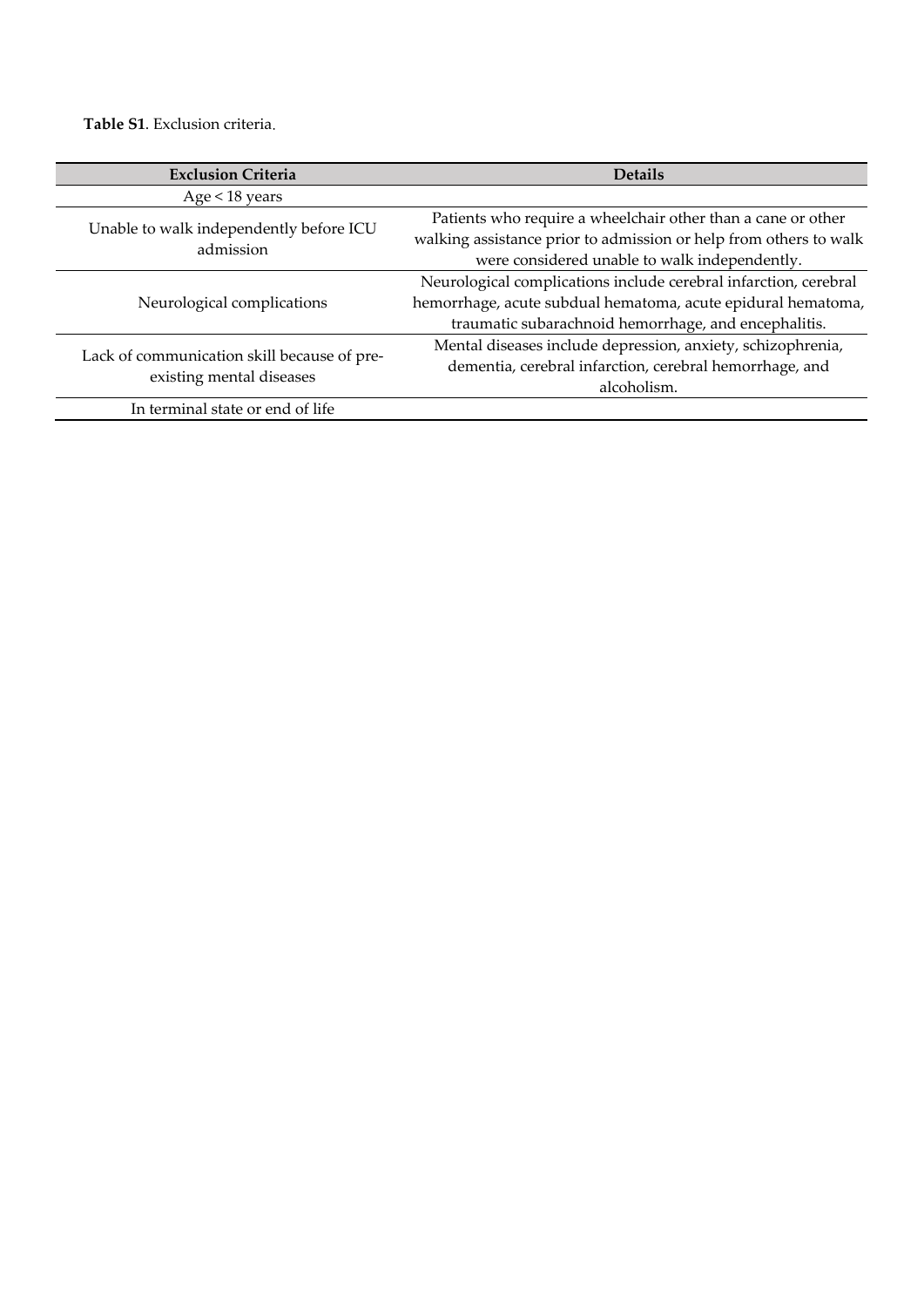**Table S1**. Exclusion criteria.

| Exclusion Criteria | Details |
|---|---|
| Age < 18 years | |
| Unable to walk independently before ICU admission | Patients who require a wheelchair other than a cane or other walking assistance prior to admission or help from others to walk were considered unable to walk independently. |
| Neurological complications | Neurological complications include cerebral infarction, cerebral hemorrhage, acute subdual hematoma, acute epidural hematoma, traumatic subarachnoid hemorrhage, and encephalitis. |
| Lack of communication skill because of pre-existing mental diseases | Mental diseases include depression, anxiety, schizophrenia, dementia, cerebral infarction, cerebral hemorrhage, and alcoholism. |
| In terminal state or end of life | |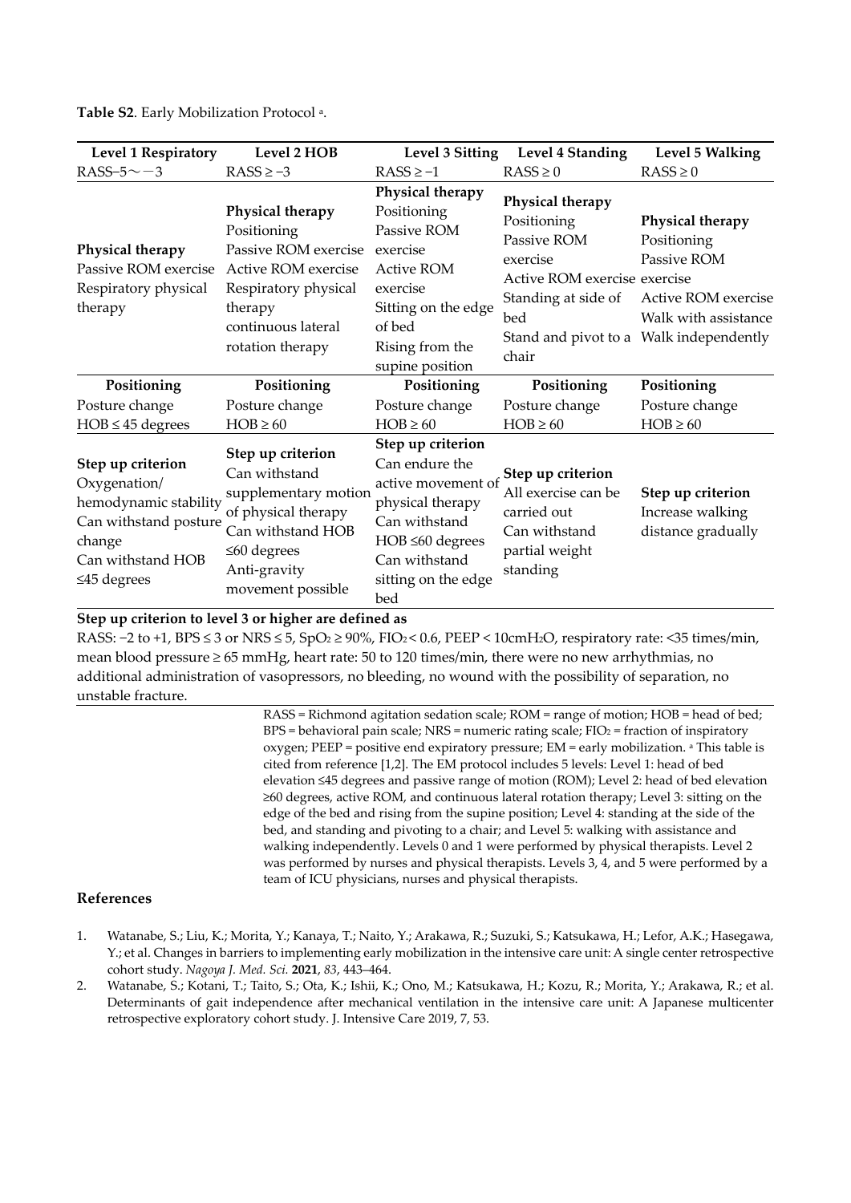**Table S2**. Early Mobilization Protocol [a].

| Level 1 Respiratory | Level 2 HOB | Level 3 Sitting | Level 4 Standing | Level 5 Walking |
|---|---|---|---|---|
| RASS−5〜−3 | RASS ≥ −3 | RASS ≥ −1 | RASS ≥ 0 | RASS ≥ 0 |
| **Physical therapy**<br>Passive ROM exercise<br>Respiratory physical therapy | **Physical therapy**<br>Positioning<br>Passive ROM exercise<br>Active ROM exercise<br>Respiratory physical therapy<br>continuous lateral rotation therapy | **Physical therapy**<br>Positioning<br>Passive ROM exercise<br>Active ROM exercise<br>Sitting on the edge of bed<br>Rising from the supine position | **Physical therapy**<br>Positioning<br>Passive ROM exercise<br>Active ROM exercise<br>Standing at side of bed<br>Stand and pivot to a chair | **Physical therapy**<br>Positioning<br>Passive ROM exercise<br>Active ROM exercise<br>Walk with assistance<br>Walk independently |
| **Positioning**<br>Posture change<br>HOB ≤ 45 degrees | **Positioning**<br>Posture change<br>HOB ≥ 60 | **Positioning**<br>Posture change<br>HOB ≥ 60 | **Positioning**<br>Posture change<br>HOB ≥ 60 | **Positioning**<br>Posture change<br>HOB ≥ 60 |
| **Step up criterion**<br>Oxygenation/ hemodynamic stability<br>Can withstand posture change<br>Can withstand HOB ≤45 degrees | **Step up criterion**<br>Can withstand supplementary motion of physical therapy<br>Can withstand HOB ≤60 degrees<br>Anti-gravity movement possible | **Step up criterion**<br>Can endure the active movement of physical therapy<br>Can withstand HOB ≤60 degrees<br>Can withstand sitting on the edge bed | **Step up criterion**<br>All exercise can be carried out<br>Can withstand partial weight standing | **Step up criterion**<br>Increase walking distance gradually |

**Step up criterion to level 3 or higher are defined as**

RASS: −2 to +1, BPS ≤ 3 or NRS ≤ 5, $SpO_2$ ≥ 90%, $FIO_2$ < 0.6, PEEP < 10cm$H_2O$, respiratory rate: <35 times/min, mean blood pressure ≥ 65 mmHg, heart rate: 50 to 120 times/min, there were no new arrhythmias, no additional administration of vasopressors, no bleeding, no wound with the possibility of separation, no unstable fracture.

RASS = Richmond agitation sedation scale; ROM = range of motion; HOB = head of bed; BPS = behavioral pain scale; NRS = numeric rating scale; $FIO_2$ = fraction of inspiratory oxygen; PEEP = positive end expiratory pressure; EM = early mobilization. [a] This table is cited from reference [1,2]. The EM protocol includes 5 levels: Level 1: head of bed elevation ≤45 degrees and passive range of motion (ROM); Level 2: head of bed elevation ≥60 degrees, active ROM, and continuous lateral rotation therapy; Level 3: sitting on the edge of the bed and rising from the supine position; Level 4: standing at the side of the bed, and standing and pivoting to a chair; and Level 5: walking with assistance and walking independently. Levels 0 and 1 were performed by physical therapists. Level 2 was performed by nurses and physical therapists. Levels 3, 4, and 5 were performed by a team of ICU physicians, nurses and physical therapists.

## References

1. Watanabe, S.; Liu, K.; Morita, Y.; Kanaya, T.; Naito, Y.; Arakawa, R.; Suzuki, S.; Katsukawa, H.; Lefor, A.K.; Hasegawa, Y.; et al. Changes in barriers to implementing early mobilization in the intensive care unit: A single center retrospective cohort study. *Nagoya J. Med. Sci.* **2021**, *83*, 443–464.
2. Watanabe, S.; Kotani, T.; Taito, S.; Ota, K.; Ishii, K.; Ono, M.; Katsukawa, H.; Kozu, R.; Morita, Y.; Arakawa, R.; et al. Determinants of gait independence after mechanical ventilation in the intensive care unit: A Japanese multicenter retrospective exploratory cohort study. J. Intensive Care 2019, 7, 53.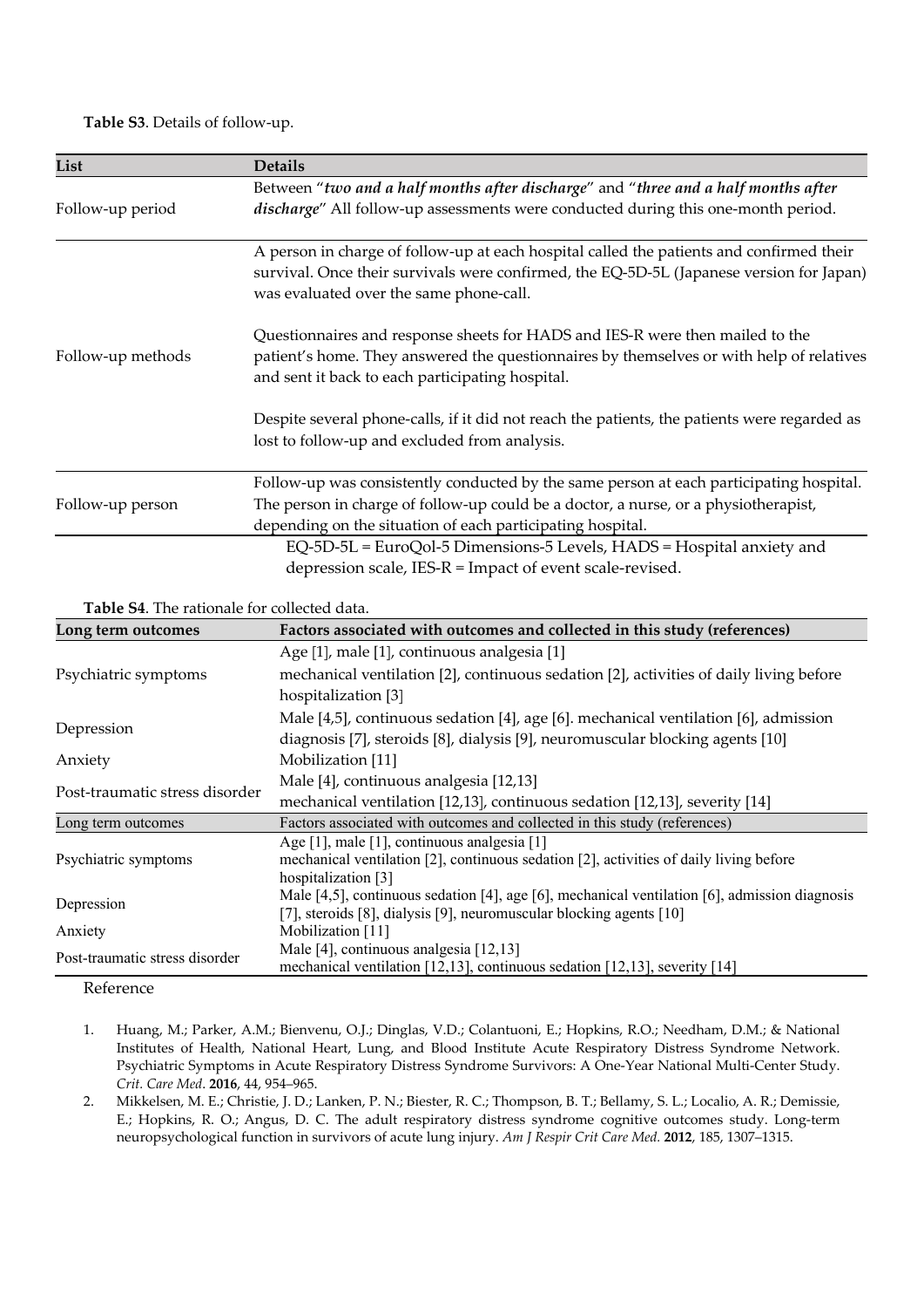**Table S3**. Details of follow-up.

| List | Details |
|---|---|
| Follow-up period | Between "***two and a half months after discharge***" and "***three and a half months after discharge***" All follow-up assessments were conducted during this one-month period. |
| Follow-up methods | A person in charge of follow-up at each hospital called the patients and confirmed their survival. Once their survivals were confirmed, the EQ-5D-5L (Japanese version for Japan) was evaluated over the same phone-call.<br><br>Questionnaires and response sheets for HADS and IES-R were then mailed to the patient's home. They answered the questionnaires by themselves or with help of relatives and sent it back to each participating hospital.<br><br>Despite several phone-calls, if it did not reach the patients, the patients were regarded as lost to follow-up and excluded from analysis. |
| Follow-up person | Follow-up was consistently conducted by the same person at each participating hospital. The person in charge of follow-up could be a doctor, a nurse, or a physiotherapist, depending on the situation of each participating hospital. |

EQ-5D-5L = EuroQol-5 Dimensions-5 Levels, HADS = Hospital anxiety and depression scale, IES-R = Impact of event scale-revised.

**Table S4**. The rationale for collected data.

| Long term outcomes | Factors associated with outcomes and collected in this study (references) |
|---|---|
| Psychiatric symptoms | Age [1], male [1], continuous analgesia [1]<br>mechanical ventilation [2], continuous sedation [2], activities of daily living before hospitalization [3] |
| Depression | Male [4,5], continuous sedation [4], age [6]. mechanical ventilation [6], admission diagnosis [7], steroids [8], dialysis [9], neuromuscular blocking agents [10] |
| Anxiety | Mobilization [11] |
| Post-traumatic stress disorder | Male [4], continuous analgesia [12,13]<br>mechanical ventilation [12,13], continuous sedation [12,13], severity [14] |

| Long term outcomes | Factors associated with outcomes and collected in this study (references) |
|---|---|
| Psychiatric symptoms | Age [1], male [1], continuous analgesia [1]<br>mechanical ventilation [2], continuous sedation [2], activities of daily living before hospitalization [3] |
| Depression | Male [4,5], continuous sedation [4], age [6], mechanical ventilation [6], admission diagnosis [7], steroids [8], dialysis [9], neuromuscular blocking agents [10] |
| Anxiety | Mobilization [11] |
| Post-traumatic stress disorder | Male [4], continuous analgesia [12,13]<br>mechanical ventilation [12,13], continuous sedation [12,13], severity [14] |

Reference

1. Huang, M.; Parker, A.M.; Bienvenu, O.J.; Dinglas, V.D.; Colantuoni, E.; Hopkins, R.O.; Needham, D.M.; & National Institutes of Health, National Heart, Lung, and Blood Institute Acute Respiratory Distress Syndrome Network. Psychiatric Symptoms in Acute Respiratory Distress Syndrome Survivors: A One-Year National Multi-Center Study. *Crit. Care Med*. **2016**, 44, 954–965.
2. Mikkelsen, M. E.; Christie, J. D.; Lanken, P. N.; Biester, R. C.; Thompson, B. T.; Bellamy, S. L.; Localio, A. R.; Demissie, E.; Hopkins, R. O.; Angus, D. C. The adult respiratory distress syndrome cognitive outcomes study. Long-term neuropsychological function in survivors of acute lung injury. *Am J Respir Crit Care Med*. **2012**, 185, 1307–1315.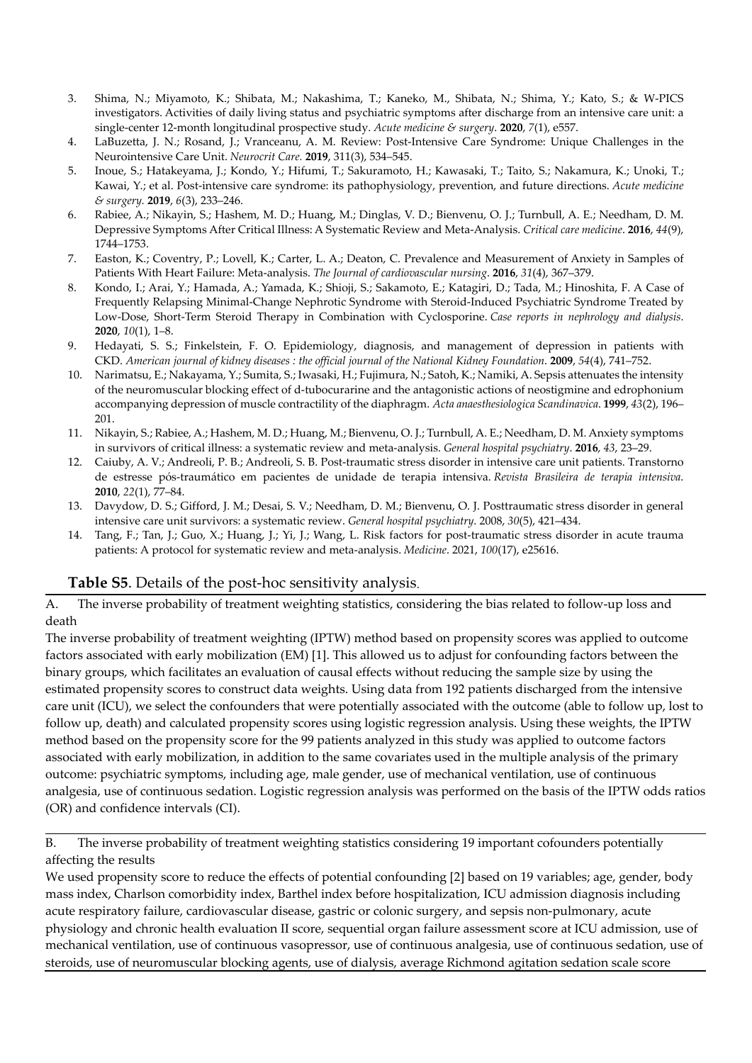3. Shima, N.; Miyamoto, K.; Shibata, M.; Nakashima, T.; Kaneko, M., Shibata, N.; Shima, Y.; Kato, S.; & W-PICS investigators. Activities of daily living status and psychiatric symptoms after discharge from an intensive care unit: a single-center 12-month longitudinal prospective study. *Acute medicine & surgery*. **2020**, *7*(1), e557.
4. LaBuzetta, J. N.; Rosand, J.; Vranceanu, A. M. Review: Post-Intensive Care Syndrome: Unique Challenges in the Neurointensive Care Unit. *Neurocrit Care.* **2019**, 311(3), 534–545.
5. Inoue, S.; Hatakeyama, J.; Kondo, Y.; Hifumi, T.; Sakuramoto, H.; Kawasaki, T.; Taito, S.; Nakamura, K.; Unoki, T.; Kawai, Y.; et al. Post-intensive care syndrome: its pathophysiology, prevention, and future directions. *Acute medicine & surgery.* **2019**, *6*(3), 233–246.
6. Rabiee, A.; Nikayin, S.; Hashem, M. D.; Huang, M.; Dinglas, V. D.; Bienvenu, O. J.; Turnbull, A. E.; Needham, D. M. Depressive Symptoms After Critical Illness: A Systematic Review and Meta-Analysis. *Critical care medicine*. **2016**, *44*(9), 1744–1753.
7. Easton, K.; Coventry, P.; Lovell, K.; Carter, L. A.; Deaton, C. Prevalence and Measurement of Anxiety in Samples of Patients With Heart Failure: Meta-analysis. *The Journal of cardiovascular nursing*. **2016**, *31*(4), 367–379.
8. Kondo, I.; Arai, Y.; Hamada, A.; Yamada, K.; Shioji, S.; Sakamoto, E.; Katagiri, D.; Tada, M.; Hinoshita, F. A Case of Frequently Relapsing Minimal-Change Nephrotic Syndrome with Steroid-Induced Psychiatric Syndrome Treated by Low-Dose, Short-Term Steroid Therapy in Combination with Cyclosporine. *Case reports in nephrology and dialysis*. **2020**, *10*(1), 1–8.
9. Hedayati, S. S.; Finkelstein, F. O. Epidemiology, diagnosis, and management of depression in patients with CKD. *American journal of kidney diseases : the official journal of the National Kidney Foundation*. **2009**, *54*(4), 741–752.
10. Narimatsu, E.; Nakayama, Y.; Sumita, S.; Iwasaki, H.; Fujimura, N.; Satoh, K.; Namiki, A. Sepsis attenuates the intensity of the neuromuscular blocking effect of d-tubocurarine and the antagonistic actions of neostigmine and edrophonium accompanying depression of muscle contractility of the diaphragm. *Acta anaesthesiologica Scandinavica*. **1999**, *43*(2), 196–201.
11. Nikayin, S.; Rabiee, A.; Hashem, M. D.; Huang, M.; Bienvenu, O. J.; Turnbull, A. E.; Needham, D. M. Anxiety symptoms in survivors of critical illness: a systematic review and meta-analysis. *General hospital psychiatry*. **2016**, *43*, 23–29.
12. Caiuby, A. V.; Andreoli, P. B.; Andreoli, S. B. Post-traumatic stress disorder in intensive care unit patients. Transtorno de estresse pós-traumático em pacientes de unidade de terapia intensiva. *Revista Brasileira de terapia intensiva*. **2010**, *22*(1), 77–84.
13. Davydow, D. S.; Gifford, J. M.; Desai, S. V.; Needham, D. M.; Bienvenu, O. J. Posttraumatic stress disorder in general intensive care unit survivors: a systematic review. *General hospital psychiatry*. 2008, *30*(5), 421–434.
14. Tang, F.; Tan, J.; Guo, X.; Huang, J.; Yi, J.; Wang, L. Risk factors for post-traumatic stress disorder in acute trauma patients: A protocol for systematic review and meta-analysis. *Medicine*. 2021, *100*(17), e25616.

**Table S5**. Details of the post-hoc sensitivity analysis.

A. The inverse probability of treatment weighting statistics, considering the bias related to follow-up loss and death

The inverse probability of treatment weighting (IPTW) method based on propensity scores was applied to outcome factors associated with early mobilization (EM) [1]. This allowed us to adjust for confounding factors between the binary groups, which facilitates an evaluation of causal effects without reducing the sample size by using the estimated propensity scores to construct data weights. Using data from 192 patients discharged from the intensive care unit (ICU), we select the confounders that were potentially associated with the outcome (able to follow up, lost to follow up, death) and calculated propensity scores using logistic regression analysis. Using these weights, the IPTW method based on the propensity score for the 99 patients analyzed in this study was applied to outcome factors associated with early mobilization, in addition to the same covariates used in the multiple analysis of the primary outcome: psychiatric symptoms, including age, male gender, use of mechanical ventilation, use of continuous analgesia, use of continuous sedation. Logistic regression analysis was performed on the basis of the IPTW odds ratios (OR) and confidence intervals (CI).

B. The inverse probability of treatment weighting statistics considering 19 important cofounders potentially affecting the results

We used propensity score to reduce the effects of potential confounding [2] based on 19 variables; age, gender, body mass index, Charlson comorbidity index, Barthel index before hospitalization, ICU admission diagnosis including acute respiratory failure, cardiovascular disease, gastric or colonic surgery, and sepsis non-pulmonary, acute physiology and chronic health evaluation II score, sequential organ failure assessment score at ICU admission, use of mechanical ventilation, use of continuous vasopressor, use of continuous analgesia, use of continuous sedation, use of steroids, use of neuromuscular blocking agents, use of dialysis, average Richmond agitation sedation scale score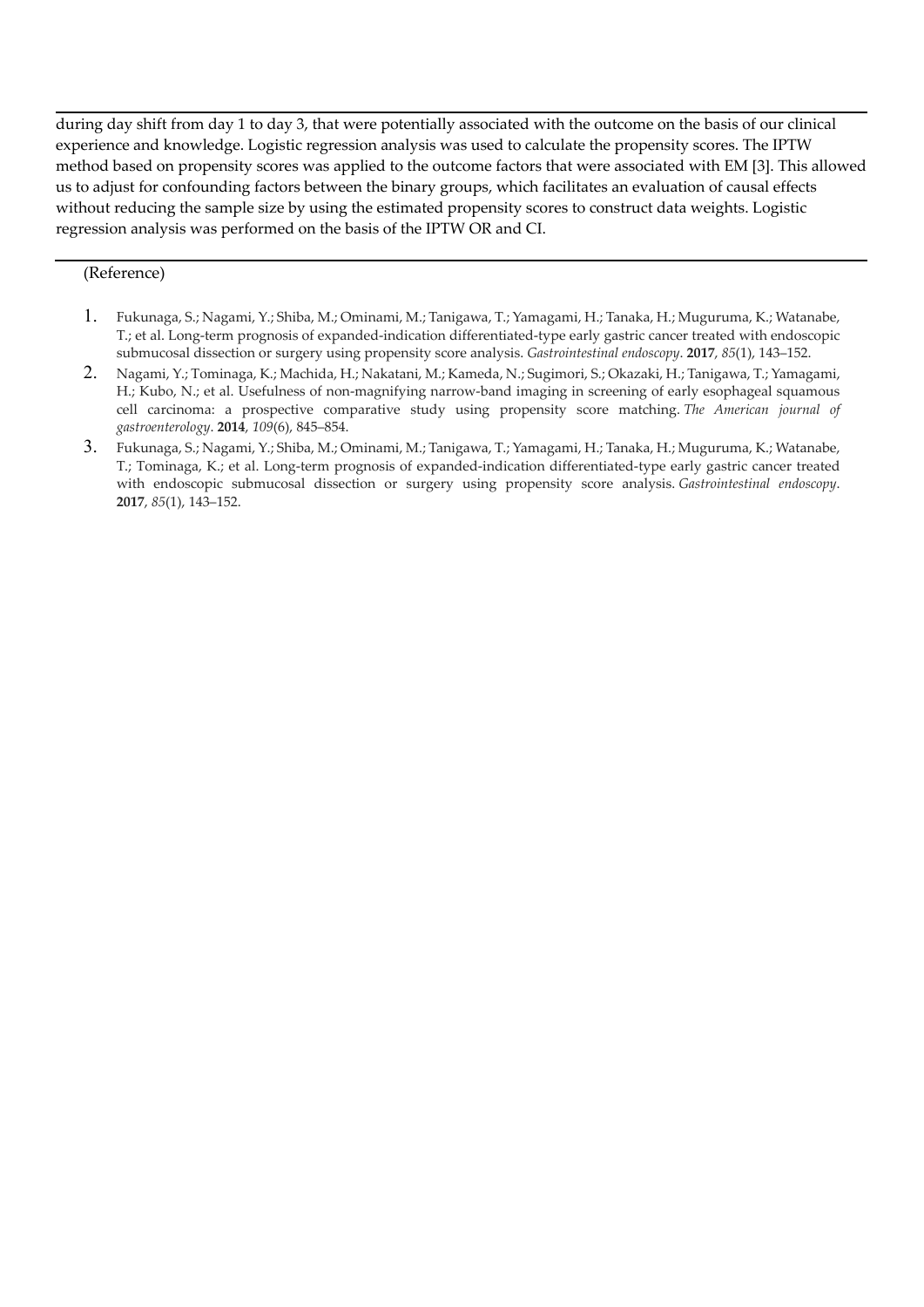during day shift from day 1 to day 3, that were potentially associated with the outcome on the basis of our clinical experience and knowledge. Logistic regression analysis was used to calculate the propensity scores. The IPTW method based on propensity scores was applied to the outcome factors that were associated with EM [3]. This allowed us to adjust for confounding factors between the binary groups, which facilitates an evaluation of causal effects without reducing the sample size by using the estimated propensity scores to construct data weights. Logistic regression analysis was performed on the basis of the IPTW OR and CI.

---

(Reference)

1. Fukunaga, S.; Nagami, Y.; Shiba, M.; Ominami, M.; Tanigawa, T.; Yamagami, H.; Tanaka, H.; Muguruma, K.; Watanabe, T.; et al. Long-term prognosis of expanded-indication differentiated-type early gastric cancer treated with endoscopic submucosal dissection or surgery using propensity score analysis. *Gastrointestinal endoscopy*. **2017**, *85*(1), 143–152.
2. Nagami, Y.; Tominaga, K.; Machida, H.; Nakatani, M.; Kameda, N.; Sugimori, S.; Okazaki, H.; Tanigawa, T.; Yamagami, H.; Kubo, N.; et al. Usefulness of non-magnifying narrow-band imaging in screening of early esophageal squamous cell carcinoma: a prospective comparative study using propensity score matching. *The American journal of gastroenterology*. **2014**, *109*(6), 845–854.
3. Fukunaga, S.; Nagami, Y.; Shiba, M.; Ominami, M.; Tanigawa, T.; Yamagami, H.; Tanaka, H.; Muguruma, K.; Watanabe, T.; Tominaga, K.; et al. Long-term prognosis of expanded-indication differentiated-type early gastric cancer treated with endoscopic submucosal dissection or surgery using propensity score analysis. *Gastrointestinal endoscopy*. **2017**, *85*(1), 143–152.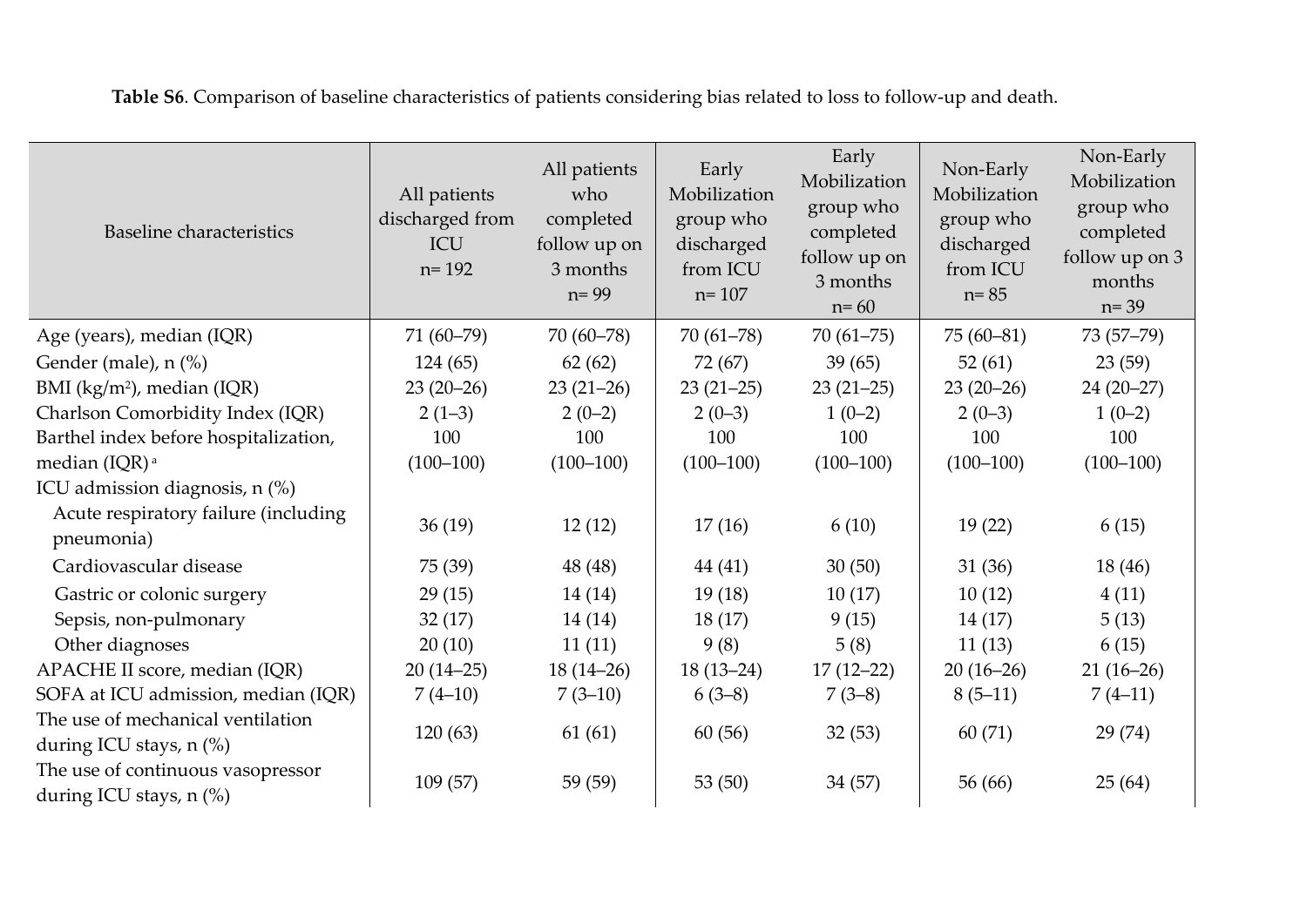**Table S6**. Comparison of baseline characteristics of patients considering bias related to loss to follow-up and death.

| Baseline characteristics | All patients discharged from ICU n= 192 | All patients who completed follow up on 3 months n= 99 | Early Mobilization group who discharged from ICU n= 107 | Early Mobilization group who completed follow up on 3 months n= 60 | Non-Early Mobilization group who discharged from ICU n= 85 | Non-Early Mobilization group who completed follow up on 3 months n= 39 |
|---|---|---|---|---|---|---|
| Age (years), median (IQR) | 71 (60–79) | 70 (60–78) | 70 (61–78) | 70 (61–75) | 75 (60–81) | 73 (57–79) |
| Gender (male), n (%) | 124 (65) | 62 (62) | 72 (67) | 39 (65) | 52 (61) | 23 (59) |
| BMI (kg/m²), median (IQR) | 23 (20–26) | 23 (21–26) | 23 (21–25) | 23 (21–25) | 23 (20–26) | 24 (20–27) |
| Charlson Comorbidity Index (IQR) | 2 (1–3) | 2 (0–2) | 2 (0–3) | 1 (0–2) | 2 (0–3) | 1 (0–2) |
| Barthel index before hospitalization, median (IQR) [a] | 100 (100–100) | 100 (100–100) | 100 (100–100) | 100 (100–100) | 100 (100–100) | 100 (100–100) |
| ICU admission diagnosis, n (%) | | | | | | |
| Acute respiratory failure (including pneumonia) | 36 (19) | 12 (12) | 17 (16) | 6 (10) | 19 (22) | 6 (15) |
| Cardiovascular disease | 75 (39) | 48 (48) | 44 (41) | 30 (50) | 31 (36) | 18 (46) |
| Gastric or colonic surgery | 29 (15) | 14 (14) | 19 (18) | 10 (17) | 10 (12) | 4 (11) |
| Sepsis, non-pulmonary | 32 (17) | 14 (14) | 18 (17) | 9 (15) | 14 (17) | 5 (13) |
| Other diagnoses | 20 (10) | 11 (11) | 9 (8) | 5 (8) | 11 (13) | 6 (15) |
| APACHE II score, median (IQR) | 20 (14–25) | 18 (14–26) | 18 (13–24) | 17 (12–22) | 20 (16–26) | 21 (16–26) |
| SOFA at ICU admission, median (IQR) | 7 (4–10) | 7 (3–10) | 6 (3–8) | 7 (3–8) | 8 (5–11) | 7 (4–11) |
| The use of mechanical ventilation during ICU stays, n (%) | 120 (63) | 61 (61) | 60 (56) | 32 (53) | 60 (71) | 29 (74) |
| The use of continuous vasopressor during ICU stays, n (%) | 109 (57) | 59 (59) | 53 (50) | 34 (57) | 56 (66) | 25 (64) |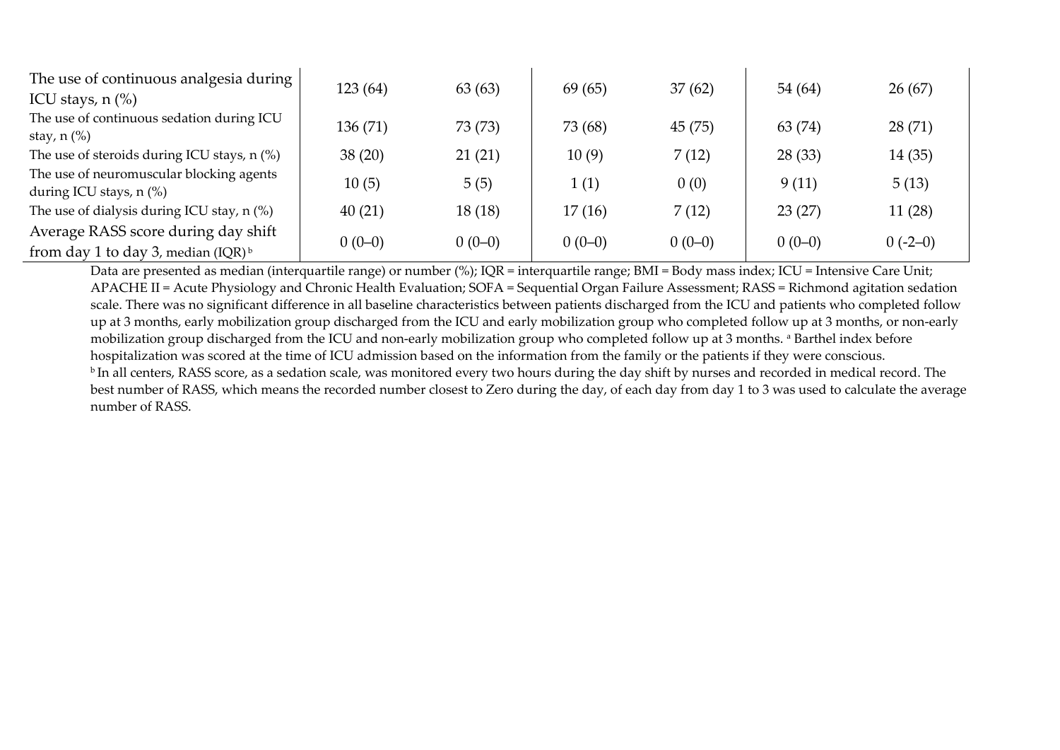| | | | | | | |
|---|---|---|---|---|---|---|
| The use of continuous analgesia during ICU stays, n (%) | 123 (64) | 63 (63) | 69 (65) | 37 (62) | 54 (64) | 26 (67) |
| The use of continuous sedation during ICU stay, n (%) | 136 (71) | 73 (73) | 73 (68) | 45 (75) | 63 (74) | 28 (71) |
| The use of steroids during ICU stays, n (%) | 38 (20) | 21 (21) | 10 (9) | 7 (12) | 28 (33) | 14 (35) |
| The use of neuromuscular blocking agents during ICU stays, n (%) | 10 (5) | 5 (5) | 1 (1) | 0 (0) | 9 (11) | 5 (13) |
| The use of dialysis during ICU stay, n (%) | 40 (21) | 18 (18) | 17 (16) | 7 (12) | 23 (27) | 11 (28) |
| Average RASS score during day shift from day 1 to day 3, median (IQR) [b] | 0 (0–0) | 0 (0–0) | 0 (0–0) | 0 (0–0) | 0 (0–0) | 0 (-2–0) |

Data are presented as median (interquartile range) or number (%); IQR = interquartile range; BMI = Body mass index; ICU = Intensive Care Unit; APACHE II = Acute Physiology and Chronic Health Evaluation; SOFA = Sequential Organ Failure Assessment; RASS = Richmond agitation sedation scale. There was no significant difference in all baseline characteristics between patients discharged from the ICU and patients who completed follow up at 3 months, early mobilization group discharged from the ICU and early mobilization group who completed follow up at 3 months, or non-early mobilization group discharged from the ICU and non-early mobilization group who completed follow up at 3 months. [a] Barthel index before hospitalization was scored at the time of ICU admission based on the information from the family or the patients if they were conscious.
[b] In all centers, RASS score, as a sedation scale, was monitored every two hours during the day shift by nurses and recorded in medical record. The best number of RASS, which means the recorded number closest to Zero during the day, of each day from day 1 to 3 was used to calculate the average number of RASS.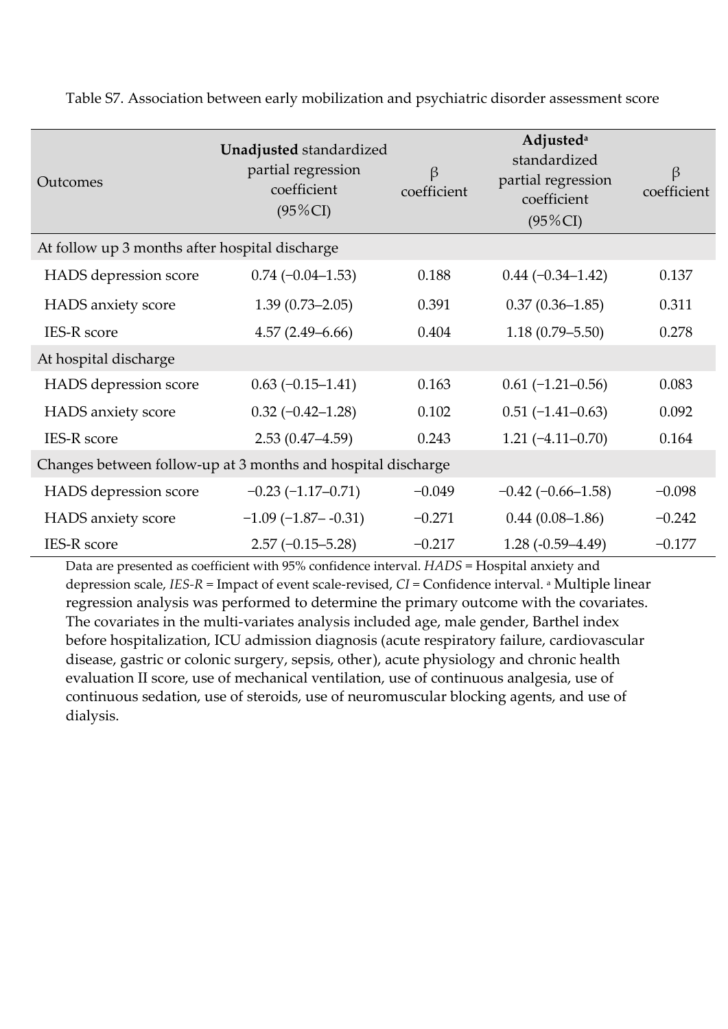Table S7. Association between early mobilization and psychiatric disorder assessment score

| Outcomes | **Unadjusted** standardized partial regression coefficient (95%CI) | β coefficient | **Adjusted**[a] standardized partial regression coefficient (95%CI) | β coefficient |
|---|---|---|---|---|
| At follow up 3 months after hospital discharge | | | | |
| HADS depression score | 0.74 (−0.04–1.53) | 0.188 | 0.44 (−0.34–1.42) | 0.137 |
| HADS anxiety score | 1.39 (0.73–2.05) | 0.391 | 0.37 (0.36–1.85) | 0.311 |
| IES-R score | 4.57 (2.49–6.66) | 0.404 | 1.18 (0.79–5.50) | 0.278 |
| At hospital discharge | | | | |
| HADS depression score | 0.63 (−0.15–1.41) | 0.163 | 0.61 (−1.21–0.56) | 0.083 |
| HADS anxiety score | 0.32 (−0.42–1.28) | 0.102 | 0.51 (−1.41–0.63) | 0.092 |
| IES-R score | 2.53 (0.47–4.59) | 0.243 | 1.21 (−4.11–0.70) | 0.164 |
| Changes between follow-up at 3 months and hospital discharge | | | | |
| HADS depression score | −0.23 (−1.17–0.71) | −0.049 | −0.42 (−0.66–1.58) | −0.098 |
| HADS anxiety score | −1.09 (−1.87– -0.31) | −0.271 | 0.44 (0.08–1.86) | −0.242 |
| IES-R score | 2.57 (−0.15–5.28) | −0.217 | 1.28 (-0.59–4.49) | −0.177 |

Data are presented as coefficient with 95% confidence interval. *HADS* = Hospital anxiety and depression scale, *IES-R* = Impact of event scale-revised, *CI* = Confidence interval. [a] Multiple linear regression analysis was performed to determine the primary outcome with the covariates. The covariates in the multi-variates analysis included age, male gender, Barthel index before hospitalization, ICU admission diagnosis (acute respiratory failure, cardiovascular disease, gastric or colonic surgery, sepsis, other), acute physiology and chronic health evaluation II score, use of mechanical ventilation, use of continuous analgesia, use of continuous sedation, use of steroids, use of neuromuscular blocking agents, and use of dialysis.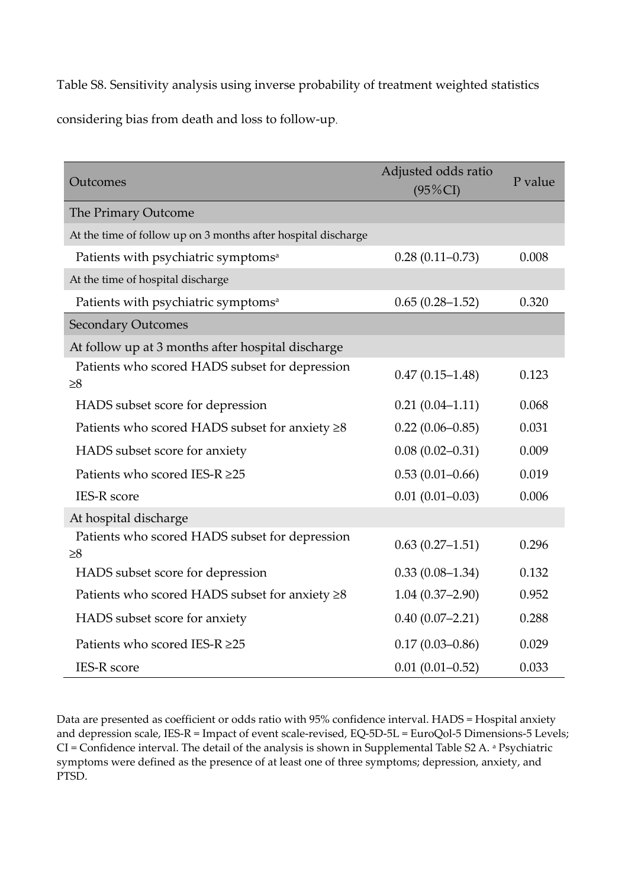Table S8. Sensitivity analysis using inverse probability of treatment weighted statistics considering bias from death and loss to follow-up.

| Outcomes | Adjusted odds ratio (95%CI) | P value |
|---|---|---|
| The Primary Outcome | | |
| At the time of follow up on 3 months after hospital discharge | | |
| Patients with psychiatric symptoms[a] | 0.28 (0.11–0.73) | 0.008 |
| At the time of hospital discharge | | |
| Patients with psychiatric symptoms[a] | 0.65 (0.28–1.52) | 0.320 |
| Secondary Outcomes | | |
| At follow up at 3 months after hospital discharge | | |
| Patients who scored HADS subset for depression ≥8 | 0.47 (0.15–1.48) | 0.123 |
| HADS subset score for depression | 0.21 (0.04–1.11) | 0.068 |
| Patients who scored HADS subset for anxiety ≥8 | 0.22 (0.06–0.85) | 0.031 |
| HADS subset score for anxiety | 0.08 (0.02–0.31) | 0.009 |
| Patients who scored IES-R ≥25 | 0.53 (0.01–0.66) | 0.019 |
| IES-R score | 0.01 (0.01–0.03) | 0.006 |
| At hospital discharge | | |
| Patients who scored HADS subset for depression ≥8 | 0.63 (0.27–1.51) | 0.296 |
| HADS subset score for depression | 0.33 (0.08–1.34) | 0.132 |
| Patients who scored HADS subset for anxiety ≥8 | 1.04 (0.37–2.90) | 0.952 |
| HADS subset score for anxiety | 0.40 (0.07–2.21) | 0.288 |
| Patients who scored IES-R ≥25 | 0.17 (0.03–0.86) | 0.029 |
| IES-R score | 0.01 (0.01–0.52) | 0.033 |

Data are presented as coefficient or odds ratio with 95% confidence interval. HADS = Hospital anxiety and depression scale, IES-R = Impact of event scale-revised, EQ-5D-5L = EuroQol-5 Dimensions-5 Levels; CI = Confidence interval. The detail of the analysis is shown in Supplemental Table S2 A. [a] Psychiatric symptoms were defined as the presence of at least one of three symptoms; depression, anxiety, and PTSD.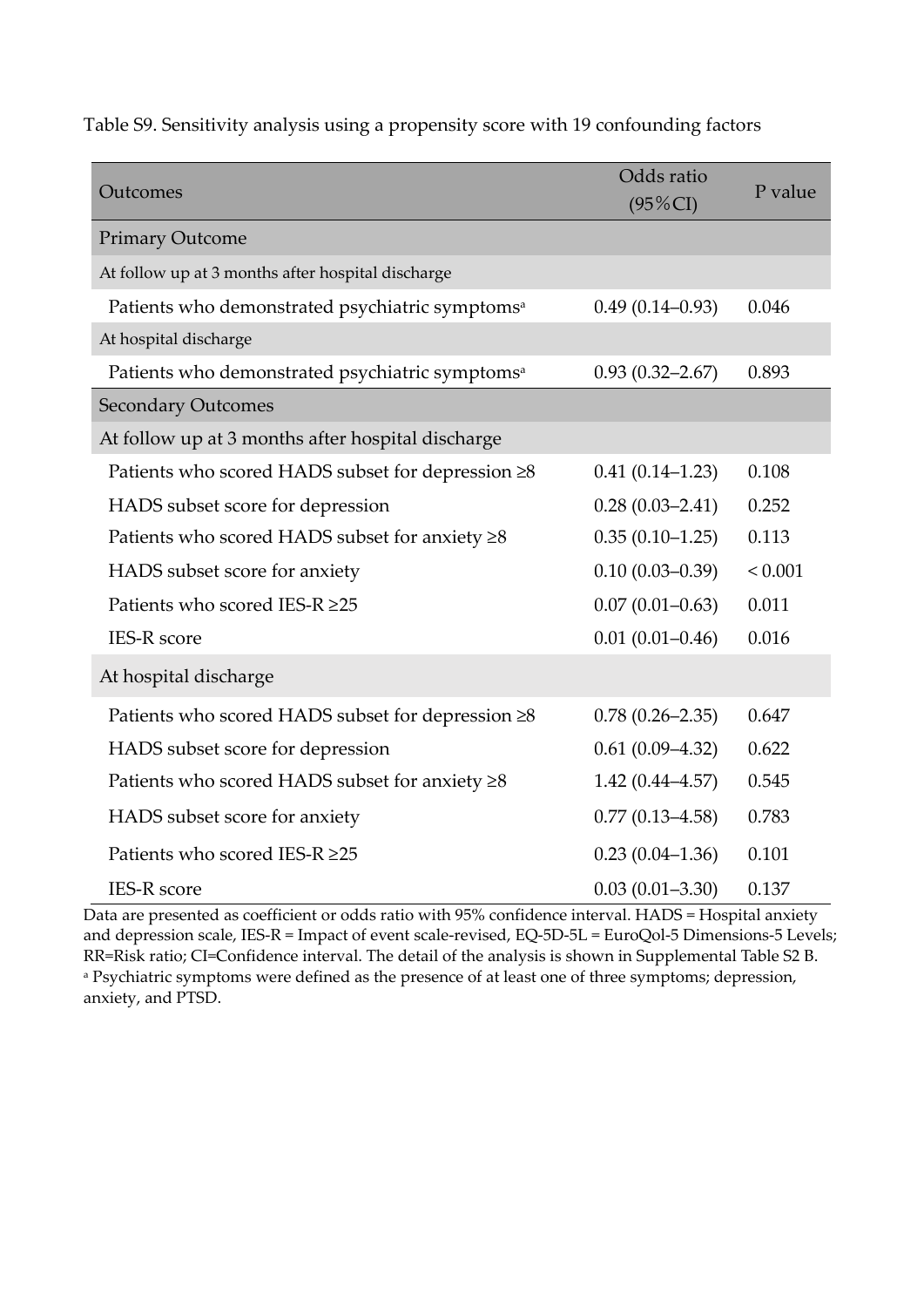Table S9. Sensitivity analysis using a propensity score with 19 confounding factors

| Outcomes | Odds ratio (95%CI) | P value |
|---|---|---|
| Primary Outcome | | |
| At follow up at 3 months after hospital discharge | | |
| Patients who demonstrated psychiatric symptoms[a] | 0.49 (0.14–0.93) | 0.046 |
| At hospital discharge | | |
| Patients who demonstrated psychiatric symptoms[a] | 0.93 (0.32–2.67) | 0.893 |
| Secondary Outcomes | | |
| At follow up at 3 months after hospital discharge | | |
| Patients who scored HADS subset for depression ≥8 | 0.41 (0.14–1.23) | 0.108 |
| HADS subset score for depression | 0.28 (0.03–2.41) | 0.252 |
| Patients who scored HADS subset for anxiety ≥8 | 0.35 (0.10–1.25) | 0.113 |
| HADS subset score for anxiety | 0.10 (0.03–0.39) | < 0.001 |
| Patients who scored IES-R ≥25 | 0.07 (0.01–0.63) | 0.011 |
| IES-R score | 0.01 (0.01–0.46) | 0.016 |
| At hospital discharge | | |
| Patients who scored HADS subset for depression ≥8 | 0.78 (0.26–2.35) | 0.647 |
| HADS subset score for depression | 0.61 (0.09–4.32) | 0.622 |
| Patients who scored HADS subset for anxiety ≥8 | 1.42 (0.44–4.57) | 0.545 |
| HADS subset score for anxiety | 0.77 (0.13–4.58) | 0.783 |
| Patients who scored IES-R ≥25 | 0.23 (0.04–1.36) | 0.101 |
| IES-R score | 0.03 (0.01–3.30) | 0.137 |

Data are presented as coefficient or odds ratio with 95% confidence interval. HADS = Hospital anxiety and depression scale, IES-R = Impact of event scale-revised, EQ-5D-5L = EuroQol-5 Dimensions-5 Levels; RR=Risk ratio; CI=Confidence interval. The detail of the analysis is shown in Supplemental Table S2 B.
[a] Psychiatric symptoms were defined as the presence of at least one of three symptoms; depression, anxiety, and PTSD.